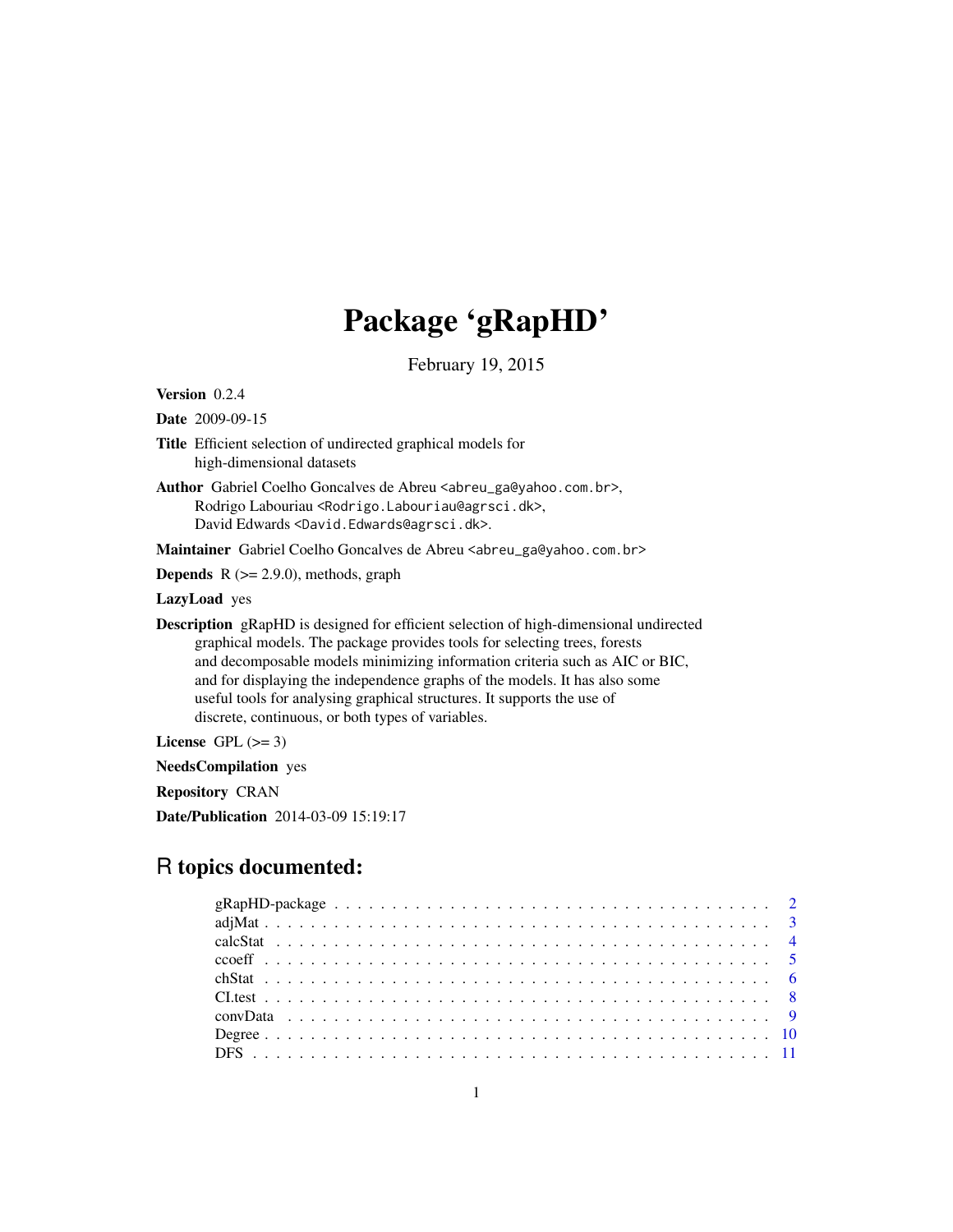# Package 'gRapHD'

February 19, 2015

**Version** 0.2.4

**Date** 2009-09-15

**Title** Efficient selection of undirected graphical models for high-dimensional datasets

**Author** Gabriel Coelho Goncalves de Abreu <abreu_ga@yahoo.com.br>, Rodrigo Labouriau <Rodrigo.Labouriau@agrsci.dk>, David Edwards <David.Edwards@agrsci.dk>.

**Maintainer** Gabriel Coelho Goncalves de Abreu <abreu_ga@yahoo.com.br>

**Depends** R (>= 2.9.0), methods, graph

**LazyLoad** yes

**Description** gRapHD is designed for efficient selection of high-dimensional undirected graphical models. The package provides tools for selecting trees, forests and decomposable models minimizing information criteria such as AIC or BIC, and for displaying the independence graphs of the models. It has also some useful tools for analysing graphical structures. It supports the use of discrete, continuous, or both types of variables.

**License** GPL (>= 3)

**NeedsCompilation** yes

**Repository** CRAN

**Date/Publication** 2014-03-09 15:19:17

## R topics documented:

| | |
|---|---|
| gRapHD-package | 2 |
| adjMat | 3 |
| calcStat | 4 |
| ccoeff | 5 |
| chStat | 6 |
| CI.test | 8 |
| convData | 9 |
| Degree | 10 |
| DFS | 11 |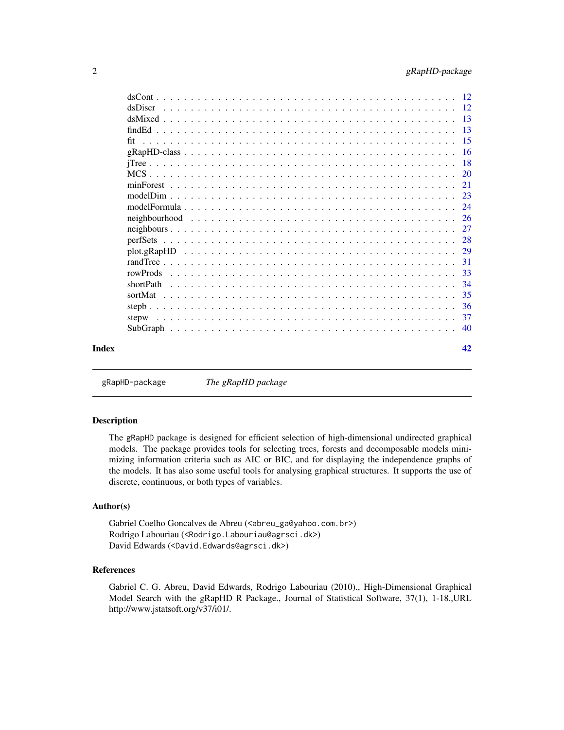| | |
|---|---|
| dsCont | 12 |
| dsDiscr | 12 |
| dsMixed | 13 |
| findEd | 13 |
| fit | 15 |
| gRapHD-class | 16 |
| jTree | 18 |
| MCS | 20 |
| minForest | 21 |
| modelDim | 23 |
| modelFormula | 24 |
| neighbourhood | 26 |
| neighbours | 27 |
| perfSets | 28 |
| plot.gRapHD | 29 |
| randTree | 31 |
| rowProds | 33 |
| shortPath | 34 |
| sortMat | 35 |
| stepb | 36 |
| stepw | 37 |
| SubGraph | 40 |

**Index** 42

---

`gRapHD-package` *The gRapHD package*

---

## Description

The `gRapHD` package is designed for efficient selection of high-dimensional undirected graphical models. The package provides tools for selecting trees, forests and decomposable models minimizing information criteria such as AIC or BIC, and for displaying the independence graphs of the models. It has also some useful tools for analysing graphical structures. It supports the use of discrete, continuous, or both types of variables.

## Author(s)

Gabriel Coelho Goncalves de Abreu (<abreu_ga@yahoo.com.br>)
Rodrigo Labouriau (<Rodrigo.Labouriau@agrsci.dk>)
David Edwards (<David.Edwards@agrsci.dk>)

## References

Gabriel C. G. Abreu, David Edwards, Rodrigo Labouriau (2010)., High-Dimensional Graphical Model Search with the gRapHD R Package., Journal of Statistical Software, 37(1), 1-18.,URL http://www.jstatsoft.org/v37/i01/.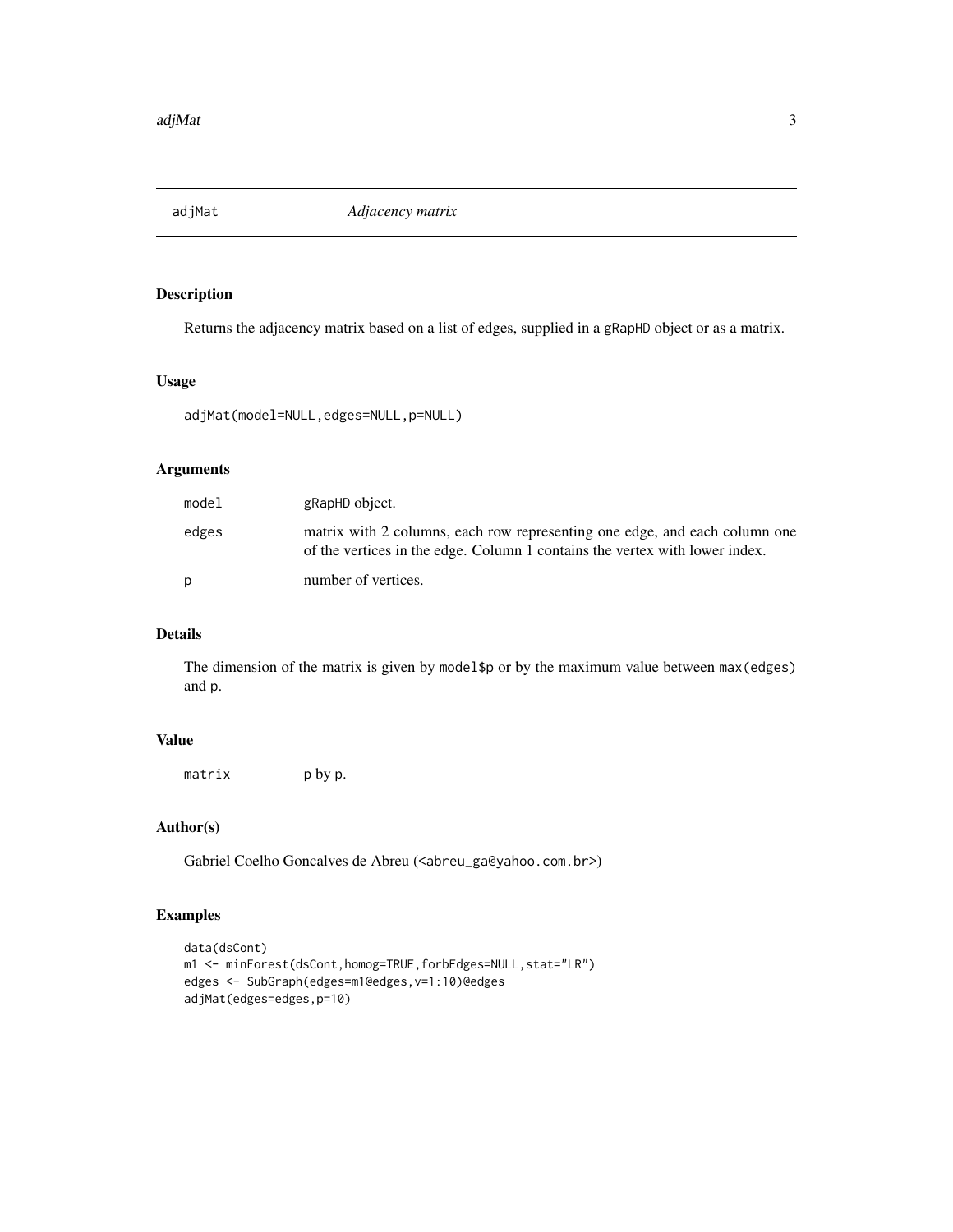# adjMat *Adjacency matrix*

## Description

Returns the adjacency matrix based on a list of edges, supplied in a gRapHD object or as a matrix.

## Usage

```
adjMat(model=NULL,edges=NULL,p=NULL)
```

## Arguments

| | |
|---|---|
| model | gRapHD object. |
| edges | matrix with 2 columns, each row representing one edge, and each column one of the vertices in the edge. Column 1 contains the vertex with lower index. |
| p | number of vertices. |

## Details

The dimension of the matrix is given by model$p or by the maximum value between max(edges) and p.

## Value

| | |
|---|---|
| matrix | p by p. |

## Author(s)

Gabriel Coelho Goncalves de Abreu (<abreu_ga@yahoo.com.br>)

## Examples

```
data(dsCont)
m1 <- minForest(dsCont,homog=TRUE,forbEdges=NULL,stat="LR")
edges <- SubGraph(edges=m1@edges,v=1:10)@edges
adjMat(edges=edges,p=10)
```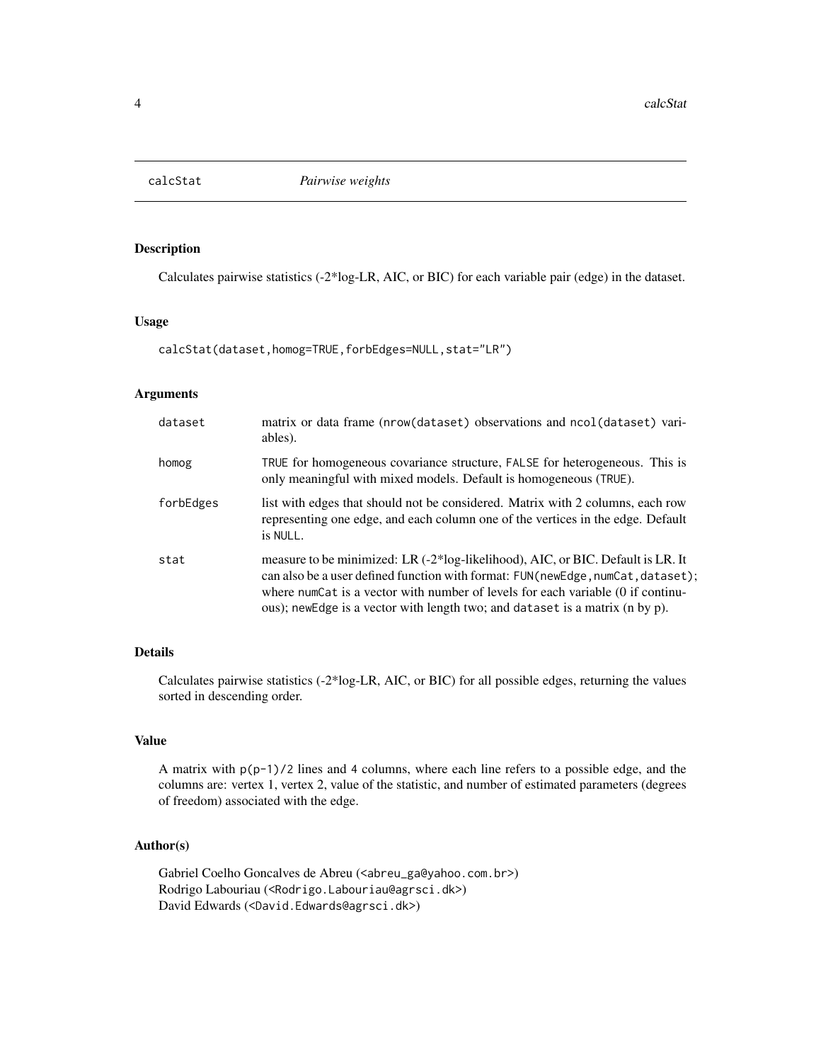# calcStat *Pairwise weights*

## Description

Calculates pairwise statistics (-2*log-LR, AIC, or BIC) for each variable pair (edge) in the dataset.

## Usage

```
calcStat(dataset,homog=TRUE,forbEdges=NULL,stat="LR")
```

## Arguments

| | |
|---|---|
| dataset | matrix or data frame (nrow(dataset) observations and ncol(dataset) variables). |
| homog | TRUE for homogeneous covariance structure, FALSE for heterogeneous. This is only meaningful with mixed models. Default is homogeneous (TRUE). |
| forbEdges | list with edges that should not be considered. Matrix with 2 columns, each row representing one edge, and each column one of the vertices in the edge. Default is NULL. |
| stat | measure to be minimized: LR (-2*log-likelihood), AIC, or BIC. Default is LR. It can also be a user defined function with format: FUN(newEdge,numCat,dataset); where numCat is a vector with number of levels for each variable (0 if continuous); newEdge is a vector with length two; and dataset is a matrix (n by p). |

## Details

Calculates pairwise statistics (-2*log-LR, AIC, or BIC) for all possible edges, returning the values sorted in descending order.

## Value

A matrix with p(p-1)/2 lines and 4 columns, where each line refers to a possible edge, and the columns are: vertex 1, vertex 2, value of the statistic, and number of estimated parameters (degrees of freedom) associated with the edge.

## Author(s)

Gabriel Coelho Goncalves de Abreu (<abreu_ga@yahoo.com.br>)
Rodrigo Labouriau (<Rodrigo.Labouriau@agrsci.dk>)
David Edwards (<David.Edwards@agrsci.dk>)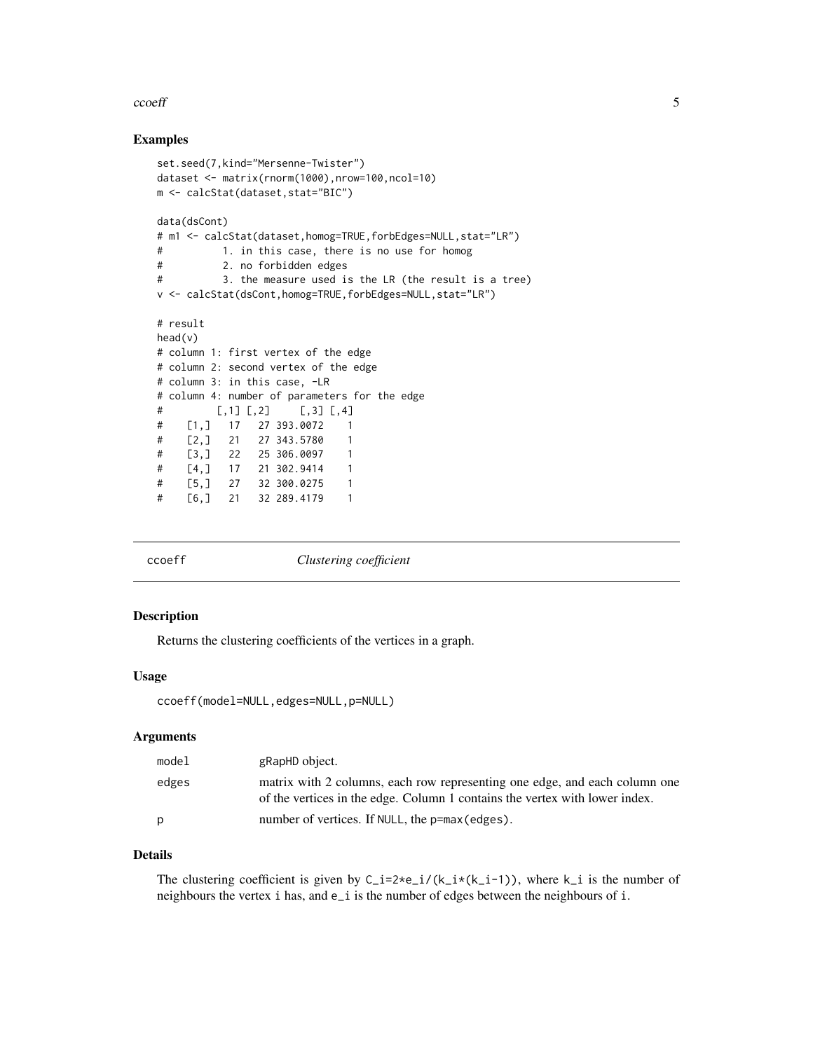### Examples

```
set.seed(7,kind="Mersenne-Twister")
dataset <- matrix(rnorm(1000),nrow=100,ncol=10)
m <- calcStat(dataset,stat="BIC")

data(dsCont)
# m1 <- calcStat(dataset,homog=TRUE,forbEdges=NULL,stat="LR")
#          1. in this case, there is no use for homog
#          2. no forbidden edges
#          3. the measure used is the LR (the result is a tree)
v <- calcStat(dsCont,homog=TRUE,forbEdges=NULL,stat="LR")

# result
head(v)
# column 1: first vertex of the edge
# column 2: second vertex of the edge
# column 3: in this case, -LR
# column 4: number of parameters for the edge
#         [,1] [,2]     [,3] [,4]
#    [1,]   17   27 393.0072    1
#    [2,]   21   27 343.5780    1
#    [3,]   22   25 306.0097    1
#    [4,]   17   21 302.9414    1
#    [5,]   27   32 300.0275    1
#    [6,]   21   32 289.4179    1
```

## ccoeff — *Clustering coefficient*

### Description

Returns the clustering coefficients of the vertices in a graph.

### Usage

```
ccoeff(model=NULL,edges=NULL,p=NULL)
```

### Arguments

| | |
|---|---|
| model | gRapHD object. |
| edges | matrix with 2 columns, each row representing one edge, and each column one of the vertices in the edge. Column 1 contains the vertex with lower index. |
| p | number of vertices. If NULL, the p=max(edges). |

### Details

The clustering coefficient is given by C_i=2*e_i/(k_i*(k_i-1)), where k_i is the number of neighbours the vertex i has, and e_i is the number of edges between the neighbours of i.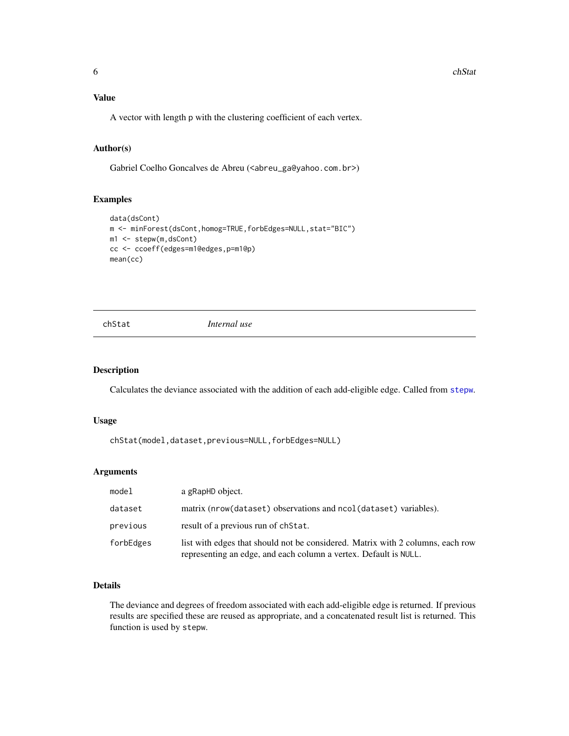### Value

A vector with length p with the clustering coefficient of each vertex.

### Author(s)

Gabriel Coelho Goncalves de Abreu (<abreu_ga@yahoo.com.br>)

### Examples

```
data(dsCont)
m <- minForest(dsCont,homog=TRUE,forbEdges=NULL,stat="BIC")
m1 <- stepw(m,dsCont)
cc <- ccoeff(edges=m1@edges,p=m1@p)
mean(cc)
```

---

## chStat *Internal use*

---

### Description

Calculates the deviance associated with the addition of each add-eligible edge. Called from stepw.

### Usage

```
chStat(model,dataset,previous=NULL,forbEdges=NULL)
```

### Arguments

| | |
|---|---|
| model | a gRapHD object. |
| dataset | matrix (nrow(dataset) observations and ncol(dataset) variables). |
| previous | result of a previous run of chStat. |
| forbEdges | list with edges that should not be considered. Matrix with 2 columns, each row representing an edge, and each column a vertex. Default is NULL. |

### Details

The deviance and degrees of freedom associated with each add-eligible edge is returned. If previous results are specified these are reused as appropriate, and a concatenated result list is returned. This function is used by stepw.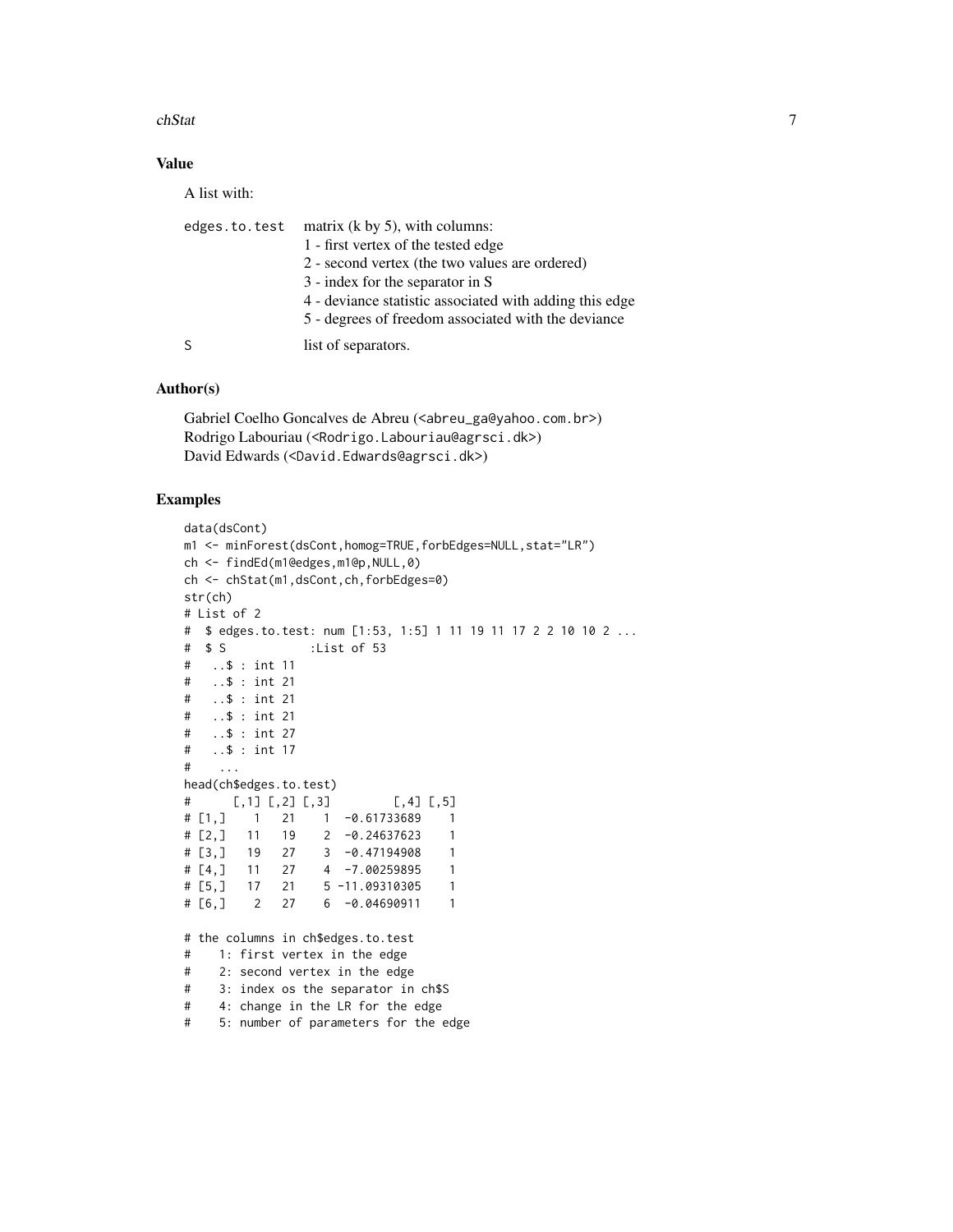## Value

A list with:

| | |
|---|---|
| `edges.to.test` | matrix (k by 5), with columns:<br>1 - first vertex of the tested edge<br>2 - second vertex (the two values are ordered)<br>3 - index for the separator in S<br>4 - deviance statistic associated with adding this edge<br>5 - degrees of freedom associated with the deviance |
| `S` | list of separators. |

## Author(s)

Gabriel Coelho Goncalves de Abreu (<abreu_ga@yahoo.com.br>)
Rodrigo Labouriau (<Rodrigo.Labouriau@agrsci.dk>)
David Edwards (<David.Edwards@agrsci.dk>)

## Examples

```
data(dsCont)
m1 <- minForest(dsCont,homog=TRUE,forbEdges=NULL,stat="LR")
ch <- findEd(m1@edges,m1@p,NULL,0)
ch <- chStat(m1,dsCont,ch,forbEdges=0)
str(ch)
# List of 2
#  $ edges.to.test: num [1:53, 1:5] 1 11 19 11 17 2 2 10 10 2 ...
#  $ S            :List of 53
#   ..$ : int 11
#   ..$ : int 21
#   ..$ : int 21
#   ..$ : int 21
#   ..$ : int 27
#   ..$ : int 17
#    ...
head(ch$edges.to.test)
#      [,1] [,2] [,3]         [,4] [,5]
# [1,]    1   21    1  -0.61733689    1
# [2,]   11   19    2  -0.24637623    1
# [3,]   19   27    3  -0.47194908    1
# [4,]   11   27    4  -7.00259895    1
# [5,]   17   21    5 -11.09310305    1
# [6,]    2   27    6  -0.04690911    1

# the columns in ch$edges.to.test
#    1: first vertex in the edge
#    2: second vertex in the edge
#    3: index os the separator in ch$S
#    4: change in the LR for the edge
#    5: number of parameters for the edge
```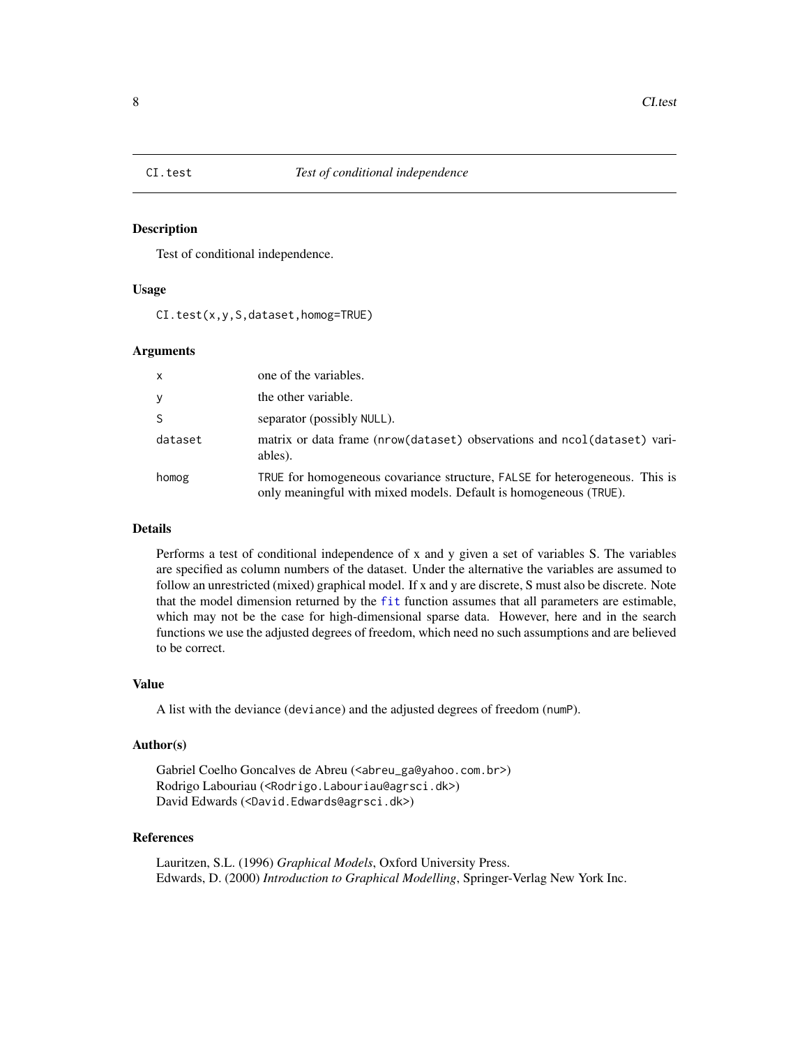# CI.test — *Test of conditional independence*

## Description

Test of conditional independence.

## Usage

```
CI.test(x,y,S,dataset,homog=TRUE)
```

## Arguments

| | |
|---|---|
| x | one of the variables. |
| y | the other variable. |
| S | separator (possibly NULL). |
| dataset | matrix or data frame (nrow(dataset) observations and ncol(dataset) variables). |
| homog | TRUE for homogeneous covariance structure, FALSE for heterogeneous. This is only meaningful with mixed models. Default is homogeneous (TRUE). |

## Details

Performs a test of conditional independence of x and y given a set of variables S. The variables are specified as column numbers of the dataset. Under the alternative the variables are assumed to follow an unrestricted (mixed) graphical model. If x and y are discrete, S must also be discrete. Note that the model dimension returned by the fit function assumes that all parameters are estimable, which may not be the case for high-dimensional sparse data. However, here and in the search functions we use the adjusted degrees of freedom, which need no such assumptions and are believed to be correct.

## Value

A list with the deviance (deviance) and the adjusted degrees of freedom (numP).

## Author(s)

Gabriel Coelho Goncalves de Abreu (<abreu_ga@yahoo.com.br>)
Rodrigo Labouriau (<Rodrigo.Labouriau@agrsci.dk>)
David Edwards (<David.Edwards@agrsci.dk>)

## References

Lauritzen, S.L. (1996) *Graphical Models*, Oxford University Press.
Edwards, D. (2000) *Introduction to Graphical Modelling*, Springer-Verlag New York Inc.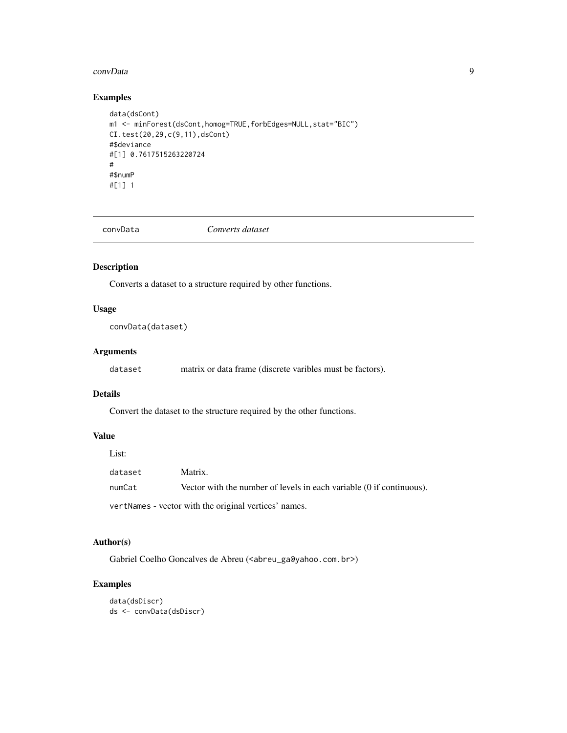### Examples

```
data(dsCont)
m1 <- minForest(dsCont,homog=TRUE,forbEdges=NULL,stat="BIC")
CI.test(20,29,c(9,11),dsCont)
#$deviance
#[1] 0.7617515263220724
#
#$numP
#[1] 1
```

---

## convData *Converts dataset*

### Description

Converts a dataset to a structure required by other functions.

### Usage

```
convData(dataset)
```

### Arguments

| | |
|---|---|
| dataset | matrix or data frame (discrete varibles must be factors). |

### Details

Convert the dataset to the structure required by the other functions.

### Value

List:

| | |
|---|---|
| dataset | Matrix. |
| numCat | Vector with the number of levels in each variable (0 if continuous). |

vertNames - vector with the original vertices' names.

### Author(s)

Gabriel Coelho Goncalves de Abreu (<abreu_ga@yahoo.com.br>)

### Examples

```
data(dsDiscr)
ds <- convData(dsDiscr)
```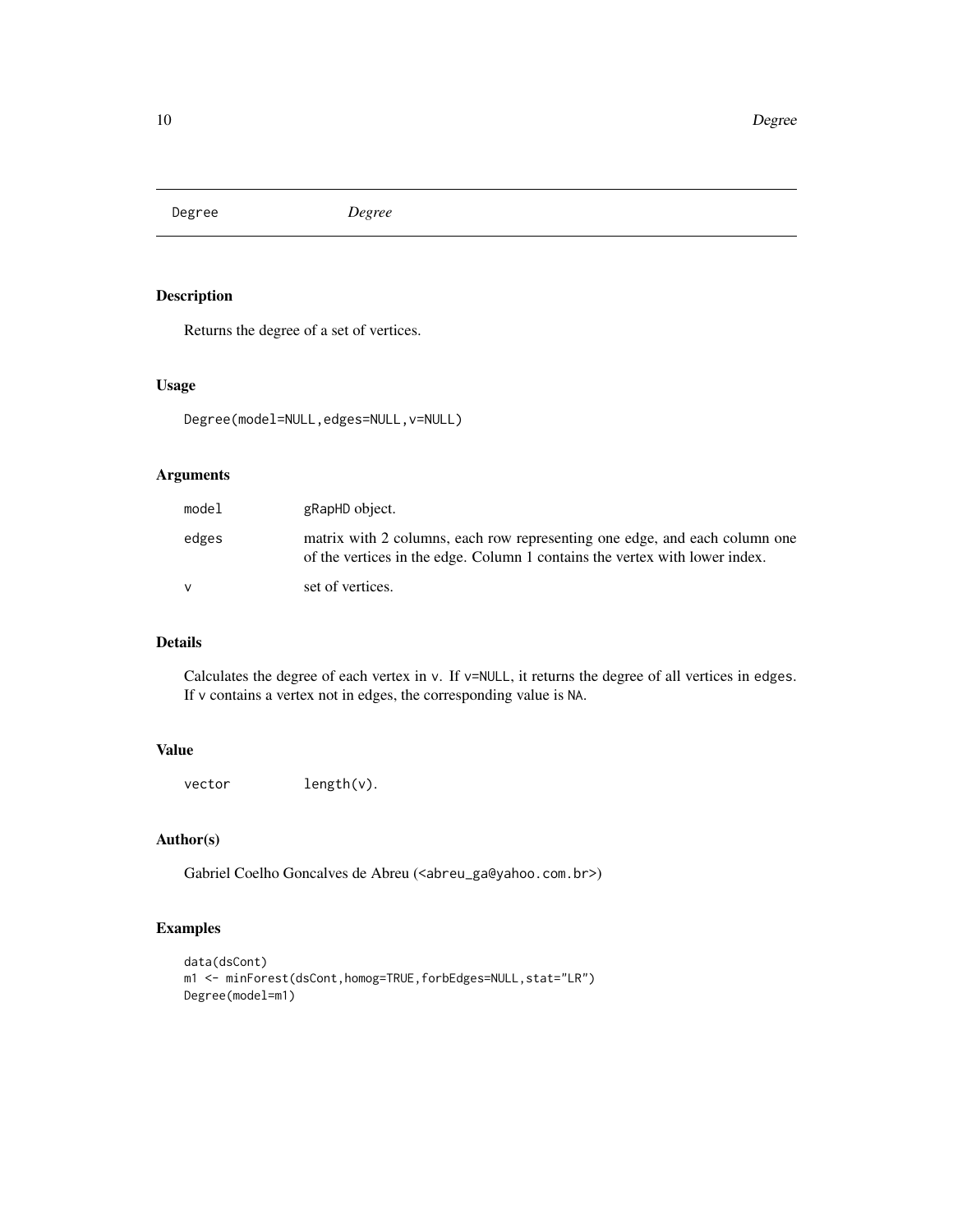## Degree *Degree*

### Description

Returns the degree of a set of vertices.

### Usage

```
Degree(model=NULL,edges=NULL,v=NULL)
```

### Arguments

| | |
|---|---|
| `model` | `gRapHD` object. |
| `edges` | matrix with 2 columns, each row representing one edge, and each column one of the vertices in the edge. Column 1 contains the vertex with lower index. |
| `v` | set of vertices. |

### Details

Calculates the degree of each vertex in `v`. If `v=NULL`, it returns the degree of all vertices in `edges`. If `v` contains a vertex not in edges, the corresponding value is `NA`.

### Value

| | |
|---|---|
| `vector` | `length(v)`. |

### Author(s)

Gabriel Coelho Goncalves de Abreu (<abreu_ga@yahoo.com.br>)

### Examples

```
data(dsCont)
m1 <- minForest(dsCont,homog=TRUE,forbEdges=NULL,stat="LR")
Degree(model=m1)
```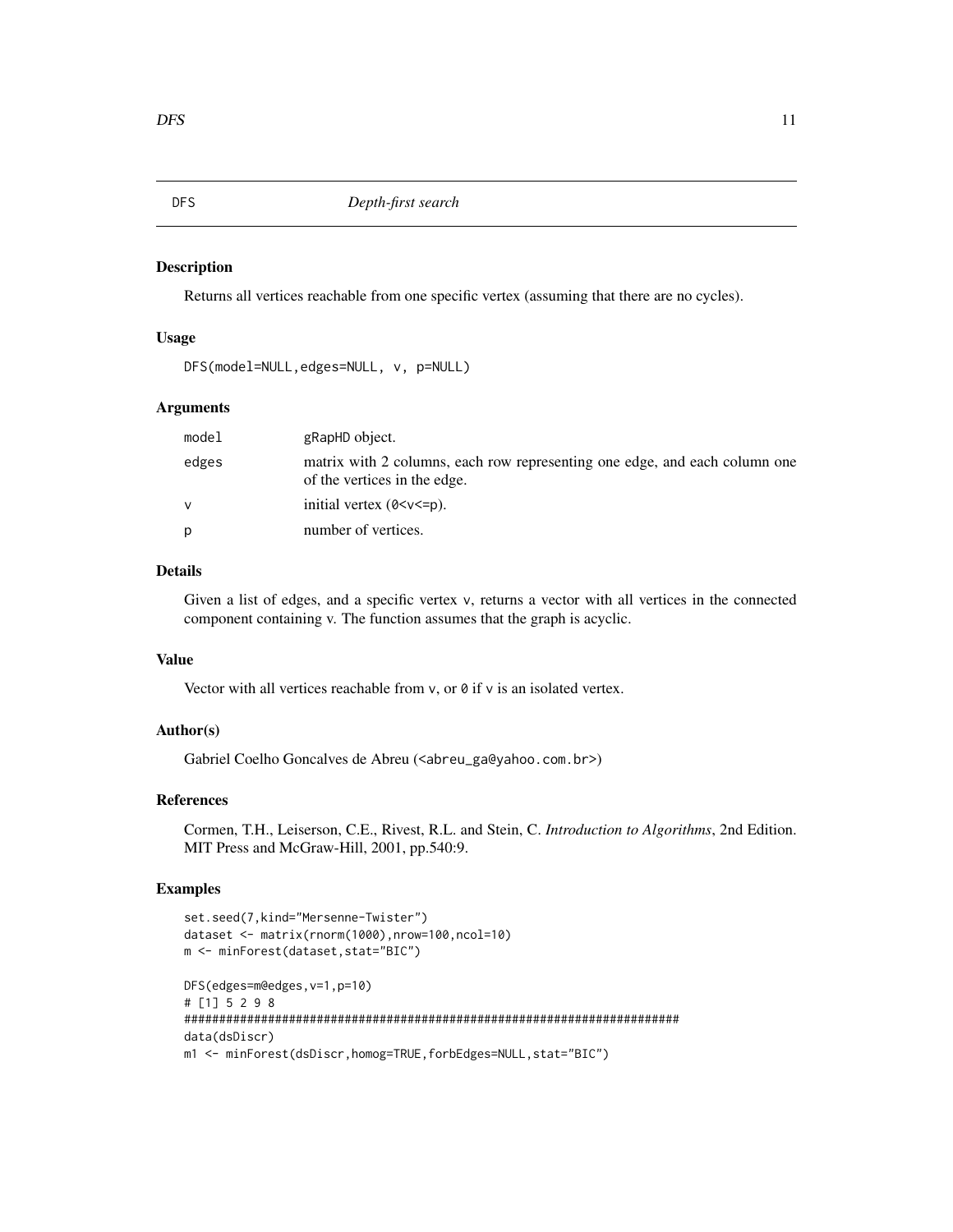## DFS *Depth-first search*

### Description

Returns all vertices reachable from one specific vertex (assuming that there are no cycles).

### Usage

```
DFS(model=NULL,edges=NULL, v, p=NULL)
```

### Arguments

| | |
|---|---|
| `model` | `gRapHD` object. |
| `edges` | matrix with 2 columns, each row representing one edge, and each column one of the vertices in the edge. |
| `v` | initial vertex (`0<v<=p`). |
| `p` | number of vertices. |

### Details

Given a list of edges, and a specific vertex v, returns a vector with all vertices in the connected component containing v. The function assumes that the graph is acyclic.

### Value

Vector with all vertices reachable from `v`, or `0` if `v` is an isolated vertex.

### Author(s)

Gabriel Coelho Goncalves de Abreu (<abreu_ga@yahoo.com.br>)

### References

Cormen, T.H., Leiserson, C.E., Rivest, R.L. and Stein, C. *Introduction to Algorithms*, 2nd Edition. MIT Press and McGraw-Hill, 2001, pp.540:9.

### Examples

```
set.seed(7,kind="Mersenne-Twister")
dataset <- matrix(rnorm(1000),nrow=100,ncol=10)
m <- minForest(dataset,stat="BIC")

DFS(edges=m@edges,v=1,p=10)
# [1] 5 2 9 8
#######################################################################
data(dsDiscr)
m1 <- minForest(dsDiscr,homog=TRUE,forbEdges=NULL,stat="BIC")
```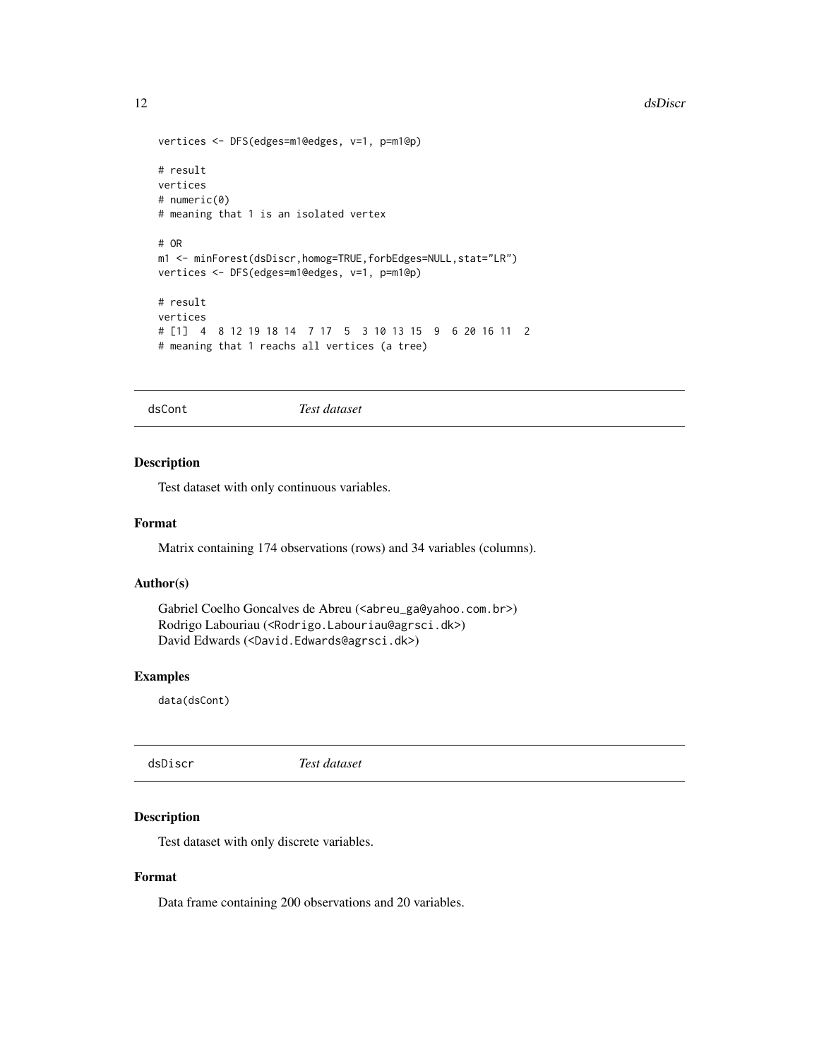```
vertices <- DFS(edges=m1@edges, v=1, p=m1@p)

# result
vertices
# numeric(0)
# meaning that 1 is an isolated vertex

# OR
m1 <- minForest(dsDiscr,homog=TRUE,forbEdges=NULL,stat="LR")
vertices <- DFS(edges=m1@edges, v=1, p=m1@p)

# result
vertices
# [1]  4  8 12 19 18 14  7 17  5  3 10 13 15  9  6 20 16 11  2
# meaning that 1 reachs all vertices (a tree)
```

---

## dsCont *Test dataset*

---

### Description

Test dataset with only continuous variables.

### Format

Matrix containing 174 observations (rows) and 34 variables (columns).

### Author(s)

Gabriel Coelho Goncalves de Abreu (<abreu_ga@yahoo.com.br>)
Rodrigo Labouriau (<Rodrigo.Labouriau@agrsci.dk>)
David Edwards (<David.Edwards@agrsci.dk>)

### Examples

```
data(dsCont)
```

---

## dsDiscr *Test dataset*

---

### Description

Test dataset with only discrete variables.

### Format

Data frame containing 200 observations and 20 variables.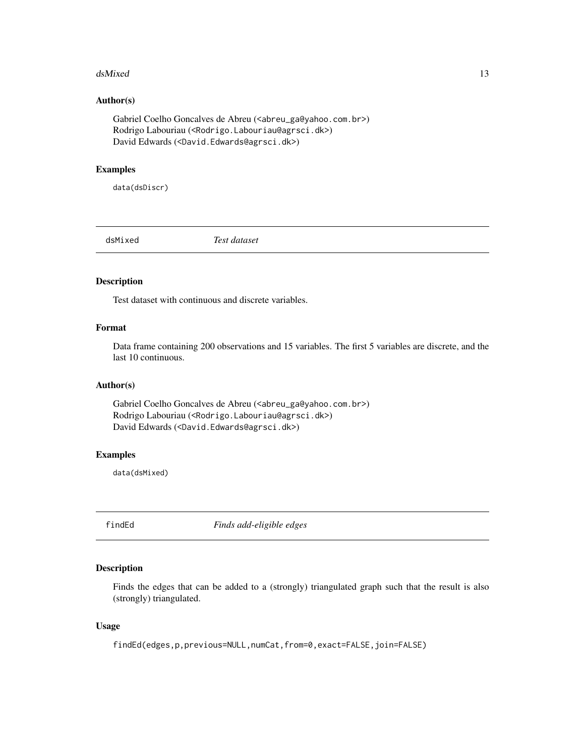### Author(s)

Gabriel Coelho Goncalves de Abreu (<abreu_ga@yahoo.com.br>)
Rodrigo Labouriau (<Rodrigo.Labouriau@agrsci.dk>)
David Edwards (<David.Edwards@agrsci.dk>)

### Examples

```
data(dsDiscr)
```

---

## dsMixed — *Test dataset*

### Description

Test dataset with continuous and discrete variables.

### Format

Data frame containing 200 observations and 15 variables. The first 5 variables are discrete, and the last 10 continuous.

### Author(s)

Gabriel Coelho Goncalves de Abreu (<abreu_ga@yahoo.com.br>)
Rodrigo Labouriau (<Rodrigo.Labouriau@agrsci.dk>)
David Edwards (<David.Edwards@agrsci.dk>)

### Examples

```
data(dsMixed)
```

---

## findEd — *Finds add-eligible edges*

### Description

Finds the edges that can be added to a (strongly) triangulated graph such that the result is also (strongly) triangulated.

### Usage

```
findEd(edges,p,previous=NULL,numCat,from=0,exact=FALSE,join=FALSE)
```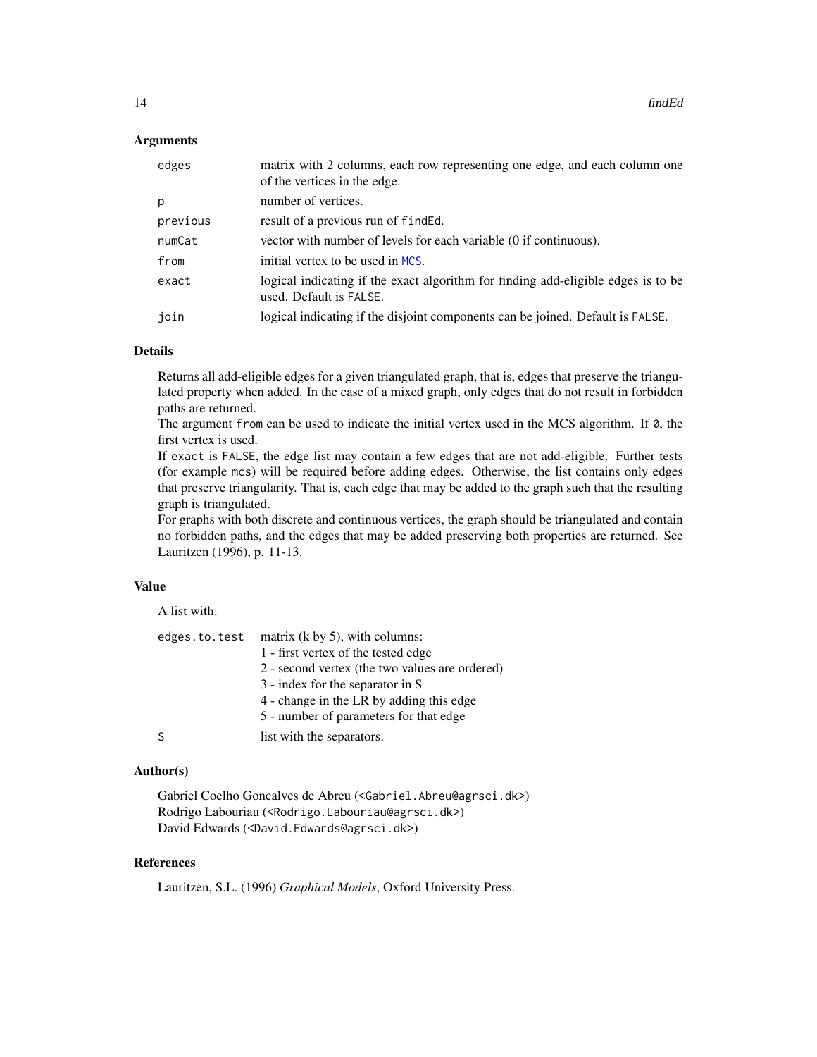### Arguments

| | |
|---|---|
| `edges` | matrix with 2 columns, each row representing one edge, and each column one of the vertices in the edge. |
| `p` | number of vertices. |
| `previous` | result of a previous run of `findEd`. |
| `numCat` | vector with number of levels for each variable (0 if continuous). |
| `from` | initial vertex to be used in `MCS`. |
| `exact` | logical indicating if the exact algorithm for finding add-eligible edges is to be used. Default is `FALSE`. |
| `join` | logical indicating if the disjoint components can be joined. Default is `FALSE`. |

### Details

Returns all add-eligible edges for a given triangulated graph, that is, edges that preserve the triangulated property when added. In the case of a mixed graph, only edges that do not result in forbidden paths are returned.

The argument `from` can be used to indicate the initial vertex used in the MCS algorithm. If `0`, the first vertex is used.

If `exact` is `FALSE`, the edge list may contain a few edges that are not add-eligible. Further tests (for example `mcs`) will be required before adding edges. Otherwise, the list contains only edges that preserve triangularity. That is, each edge that may be added to the graph such that the resulting graph is triangulated.

For graphs with both discrete and continuous vertices, the graph should be triangulated and contain no forbidden paths, and the edges that may be added preserving both properties are returned. See Lauritzen (1996), p. 11-13.

### Value

A list with:

| | |
|---|---|
| `edges.to.test` | matrix (k by 5), with columns:<br>1 - first vertex of the tested edge<br>2 - second vertex (the two values are ordered)<br>3 - index for the separator in S<br>4 - change in the LR by adding this edge<br>5 - number of parameters for that edge |
| `S` | list with the separators. |

### Author(s)

Gabriel Coelho Goncalves de Abreu (<Gabriel.Abreu@agrsci.dk>)
Rodrigo Labouriau (<Rodrigo.Labouriau@agrsci.dk>)
David Edwards (<David.Edwards@agrsci.dk>)

### References

Lauritzen, S.L. (1996) *Graphical Models*, Oxford University Press.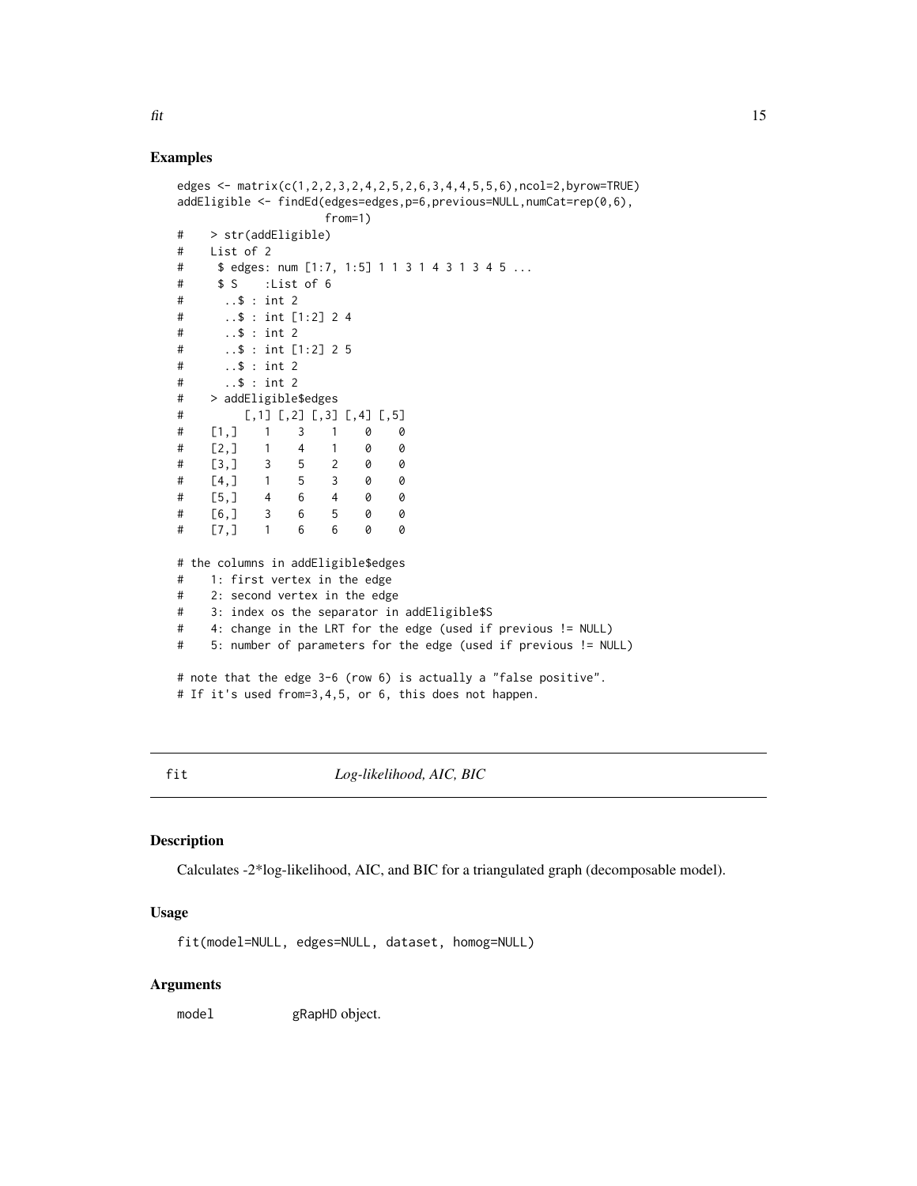### Examples

```
edges <- matrix(c(1,2,2,3,2,4,2,5,2,6,3,4,4,5,5,6),ncol=2,byrow=TRUE)
addEligible <- findEd(edges=edges,p=6,previous=NULL,numCat=rep(0,6),
                      from=1)
#    > str(addEligible)
#    List of 2
#     $ edges: num [1:7, 1:5] 1 1 3 1 4 3 1 3 4 5 ...
#     $ S    :List of 6
#      ..$ : int 2
#      ..$ : int [1:2] 2 4
#      ..$ : int 2
#      ..$ : int [1:2] 2 5
#      ..$ : int 2
#      ..$ : int 2
#    > addEligible$edges
#         [,1] [,2] [,3] [,4] [,5]
#    [1,]    1    3    1    0    0
#    [2,]    1    4    1    0    0
#    [3,]    3    5    2    0    0
#    [4,]    1    5    3    0    0
#    [5,]    4    6    4    0    0
#    [6,]    3    6    5    0    0
#    [7,]    1    6    6    0    0

# the columns in addEligible$edges
#    1: first vertex in the edge
#    2: second vertex in the edge
#    3: index os the separator in addEligible$S
#    4: change in the LRT for the edge (used if previous != NULL)
#    5: number of parameters for the edge (used if previous != NULL)

# note that the edge 3-6 (row 6) is actually a "false positive".
# If it's used from=3,4,5, or 6, this does not happen.
```

---

## fit — *Log-likelihood, AIC, BIC*

### Description

Calculates -2*log-likelihood, AIC, and BIC for a triangulated graph (decomposable model).

### Usage

```
fit(model=NULL, edges=NULL, dataset, homog=NULL)
```

### Arguments

`model` gRapHD object.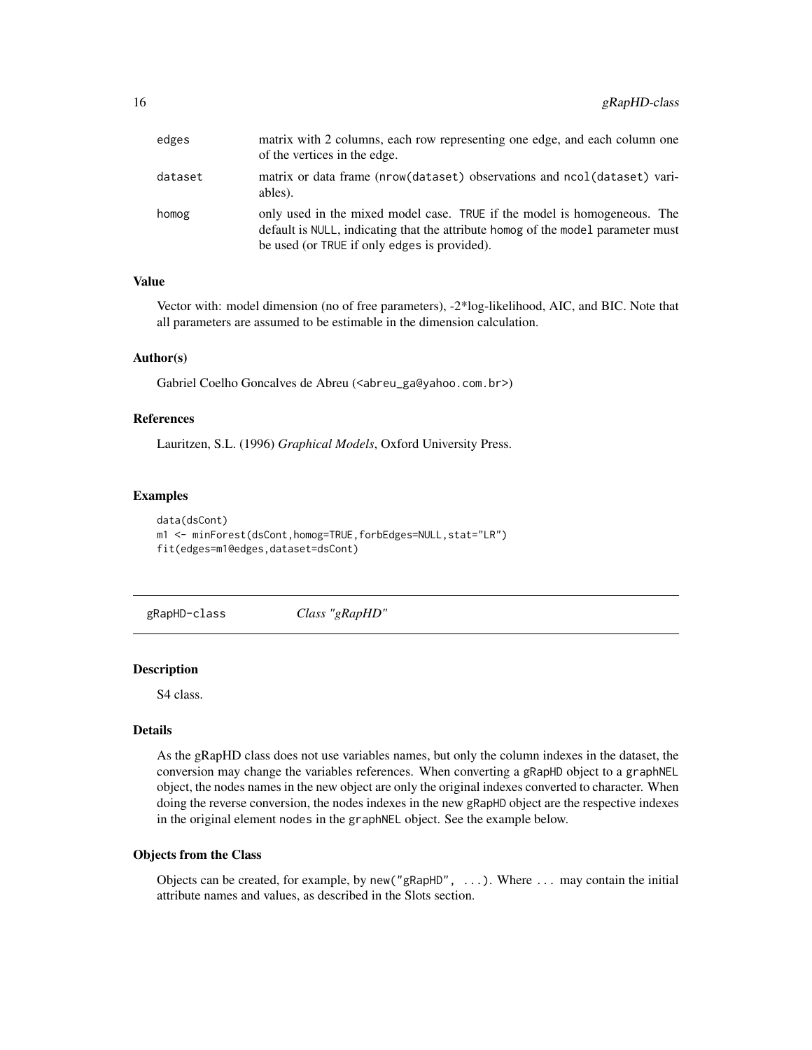| | |
|---|---|
| edges | matrix with 2 columns, each row representing one edge, and each column one of the vertices in the edge. |
| dataset | matrix or data frame (nrow(dataset) observations and ncol(dataset) variables). |
| homog | only used in the mixed model case. TRUE if the model is homogeneous. The default is NULL, indicating that the attribute homog of the model parameter must be used (or TRUE if only edges is provided). |

### Value

Vector with: model dimension (no of free parameters), -2*log-likelihood, AIC, and BIC. Note that all parameters are assumed to be estimable in the dimension calculation.

### Author(s)

Gabriel Coelho Goncalves de Abreu (<abreu_ga@yahoo.com.br>)

### References

Lauritzen, S.L. (1996) *Graphical Models*, Oxford University Press.

### Examples

```
data(dsCont)
m1 <- minForest(dsCont,homog=TRUE,forbEdges=NULL,stat="LR")
fit(edges=m1@edges,dataset=dsCont)
```

---

## gRapHD-class    *Class "gRapHD"*

### Description

S4 class.

### Details

As the gRapHD class does not use variables names, but only the column indexes in the dataset, the conversion may change the variables references. When converting a gRapHD object to a graphNEL object, the nodes names in the new object are only the original indexes converted to character. When doing the reverse conversion, the nodes indexes in the new gRapHD object are the respective indexes in the original element nodes in the graphNEL object. See the example below.

### Objects from the Class

Objects can be created, for example, by new("gRapHD", ...). Where ... may contain the initial attribute names and values, as described in the Slots section.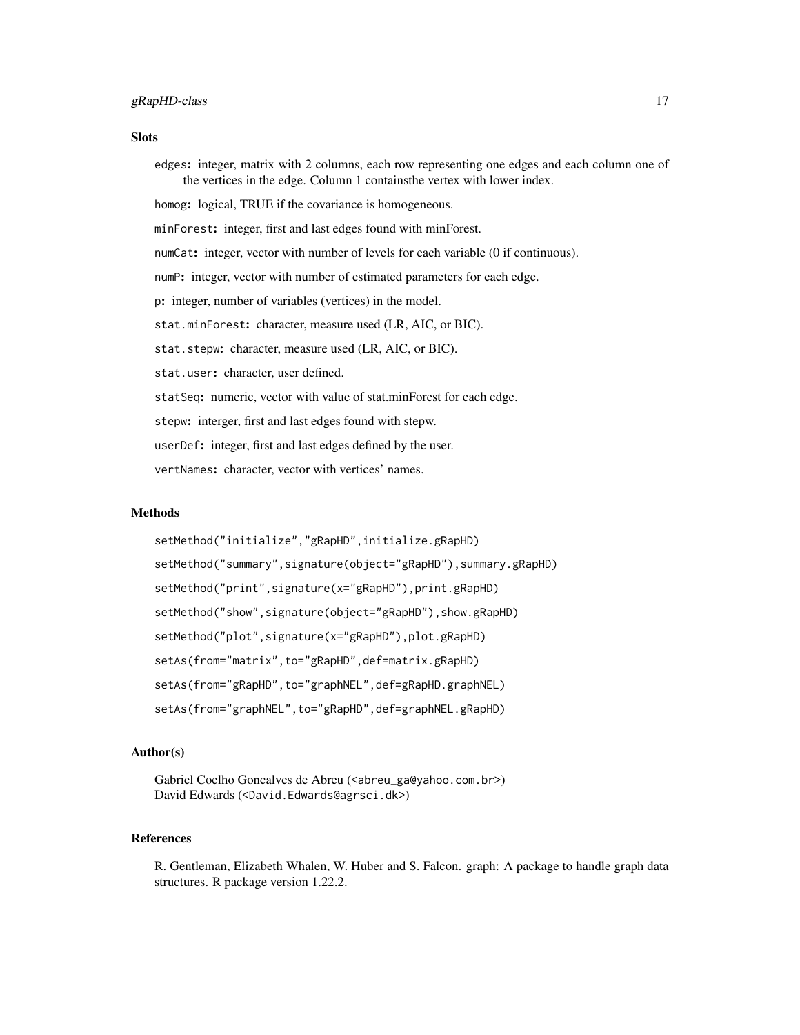## Slots

**edges:** integer, matrix with 2 columns, each row representing one edges and each column one of the vertices in the edge. Column 1 containsthe vertex with lower index.

**homog:** logical, TRUE if the covariance is homogeneous.

**minForest:** integer, first and last edges found with minForest.

**numCat:** integer, vector with number of levels for each variable (0 if continuous).

**numP:** integer, vector with number of estimated parameters for each edge.

**p:** integer, number of variables (vertices) in the model.

**stat.minForest:** character, measure used (LR, AIC, or BIC).

**stat.stepw:** character, measure used (LR, AIC, or BIC).

**stat.user:** character, user defined.

**statSeq:** numeric, vector with value of stat.minForest for each edge.

**stepw:** interger, first and last edges found with stepw.

**userDef:** integer, first and last edges defined by the user.

**vertNames:** character, vector with vertices' names.

## Methods

```
setMethod("initialize","gRapHD",initialize.gRapHD)
setMethod("summary",signature(object="gRapHD"),summary.gRapHD)
setMethod("print",signature(x="gRapHD"),print.gRapHD)
setMethod("show",signature(object="gRapHD"),show.gRapHD)
setMethod("plot",signature(x="gRapHD"),plot.gRapHD)
setAs(from="matrix",to="gRapHD",def=matrix.gRapHD)
setAs(from="gRapHD",to="graphNEL",def=gRapHD.graphNEL)
setAs(from="graphNEL",to="gRapHD",def=graphNEL.gRapHD)
```

## Author(s)

Gabriel Coelho Goncalves de Abreu (<abreu_ga@yahoo.com.br>)
David Edwards (<David.Edwards@agrsci.dk>)

## References

R. Gentleman, Elizabeth Whalen, W. Huber and S. Falcon. graph: A package to handle graph data structures. R package version 1.22.2.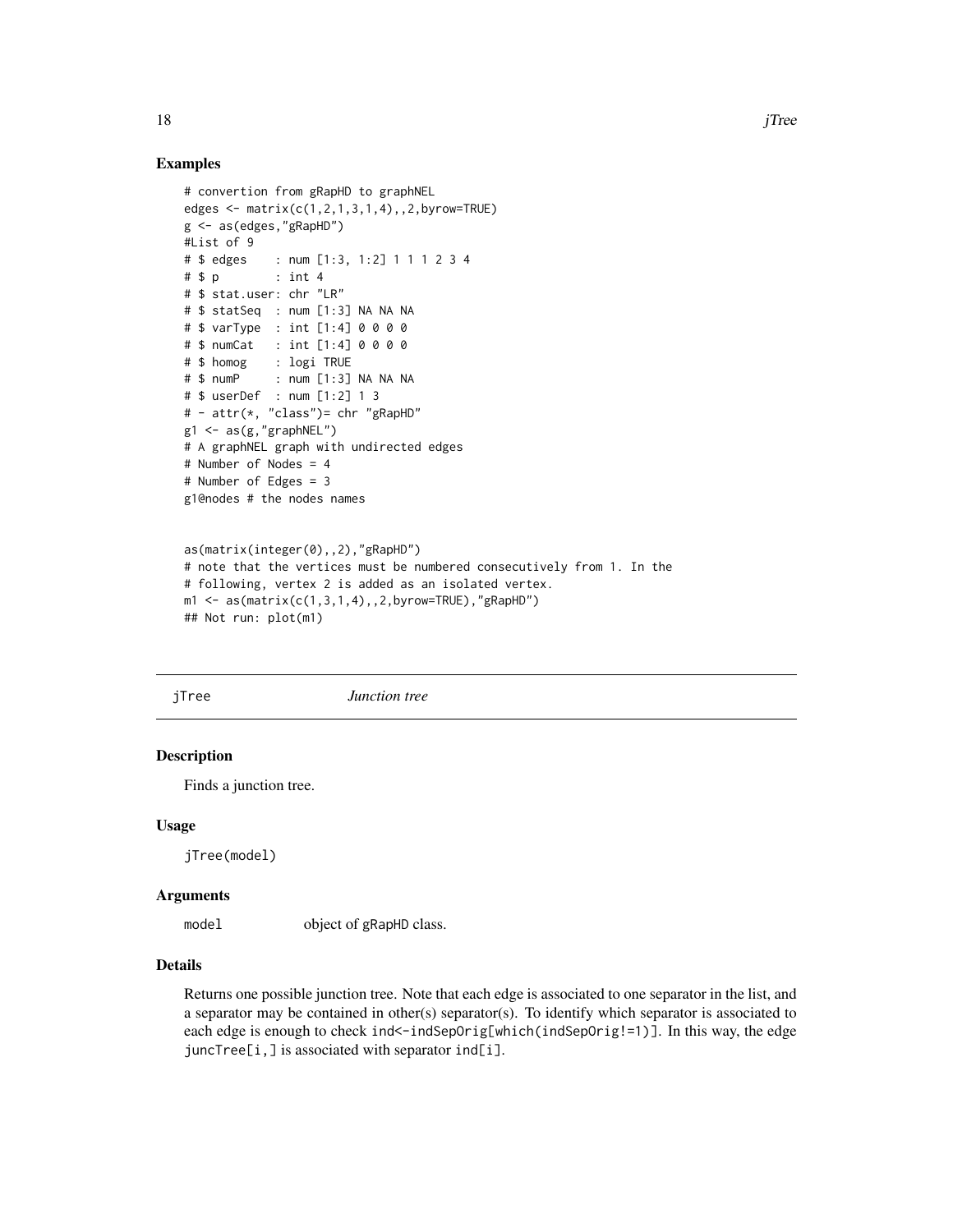## Examples

```
# convertion from gRapHD to graphNEL
edges <- matrix(c(1,2,1,3,1,4),,2,byrow=TRUE)
g <- as(edges,"gRapHD")
#List of 9
# $ edges    : num [1:3, 1:2] 1 1 1 2 3 4
# $ p        : int 4
# $ stat.user: chr "LR"
# $ statSeq  : num [1:3] NA NA NA
# $ varType  : int [1:4] 0 0 0 0
# $ numCat   : int [1:4] 0 0 0 0
# $ homog    : logi TRUE
# $ numP     : num [1:3] NA NA NA
# $ userDef  : num [1:2] 1 3
# - attr(*, "class")= chr "gRapHD"
g1 <- as(g,"graphNEL")
# A graphNEL graph with undirected edges
# Number of Nodes = 4
# Number of Edges = 3
g1@nodes # the nodes names


as(matrix(integer(0),,2),"gRapHD")
# note that the vertices must be numbered consecutively from 1. In the
# following, vertex 2 is added as an isolated vertex.
m1 <- as(matrix(c(1,3,1,4),,2,byrow=TRUE),"gRapHD")
## Not run: plot(m1)
```

---

# jTree *Junction tree*

## Description

Finds a junction tree.

## Usage

```
jTree(model)
```

## Arguments

`model` object of gRapHD class.

## Details

Returns one possible junction tree. Note that each edge is associated to one separator in the list, and a separator may be contained in other(s) separator(s). To identify which separator is associated to each edge is enough to check `ind<-indSepOrig[which(indSepOrig!=1)]`. In this way, the edge `juncTree[i,]` is associated with separator `ind[i]`.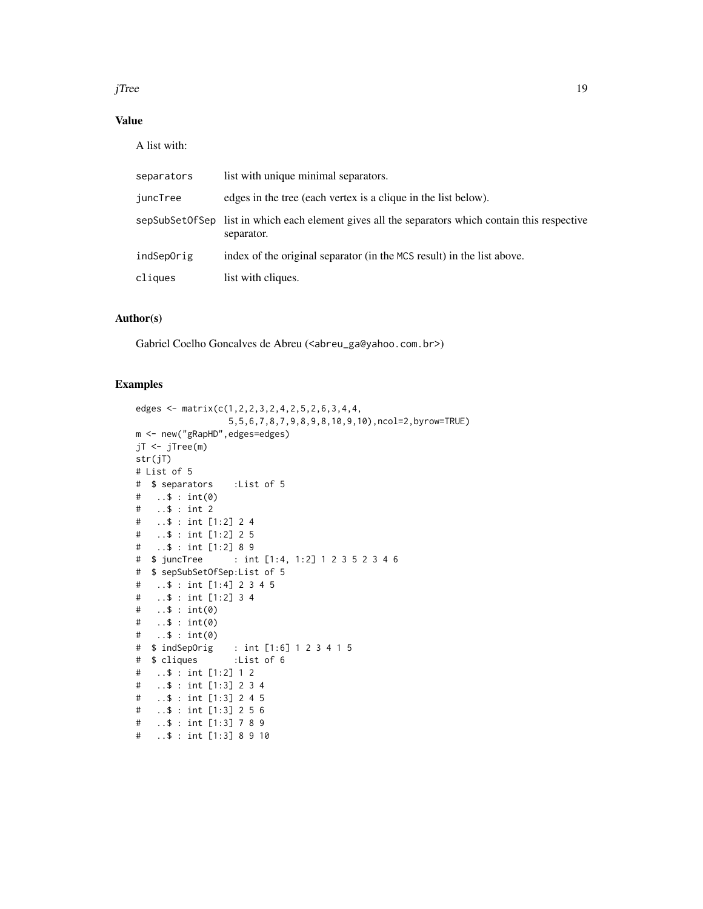## Value

A list with:

| | |
|---|---|
| separators | list with unique minimal separators. |
| juncTree | edges in the tree (each vertex is a clique in the list below). |
| sepSubSetOfSep | list in which each element gives all the separators which contain this respective separator. |
| indSepOrig | index of the original separator (in the MCS result) in the list above. |
| cliques | list with cliques. |

## Author(s)

Gabriel Coelho Goncalves de Abreu (<abreu_ga@yahoo.com.br>)

## Examples

```
edges <- matrix(c(1,2,2,3,2,4,2,5,2,6,3,4,4,
                  5,5,6,7,8,7,9,8,9,8,10,9,10),ncol=2,byrow=TRUE)
m <- new("gRapHD",edges=edges)
jT <- jTree(m)
str(jT)
# List of 5
#  $ separators    :List of 5
#   ..$ : int(0)
#   ..$ : int 2
#   ..$ : int [1:2] 2 4
#   ..$ : int [1:2] 2 5
#   ..$ : int [1:2] 8 9
#  $ juncTree      : int [1:4, 1:2] 1 2 3 5 2 3 4 6
#  $ sepSubSetOfSep:List of 5
#   ..$ : int [1:4] 2 3 4 5
#   ..$ : int [1:2] 3 4
#   ..$ : int(0)
#   ..$ : int(0)
#   ..$ : int(0)
#  $ indSepOrig    : int [1:6] 1 2 3 4 1 5
#  $ cliques       :List of 6
#   ..$ : int [1:2] 1 2
#   ..$ : int [1:3] 2 3 4
#   ..$ : int [1:3] 2 4 5
#   ..$ : int [1:3] 2 5 6
#   ..$ : int [1:3] 7 8 9
#   ..$ : int [1:3] 8 9 10
```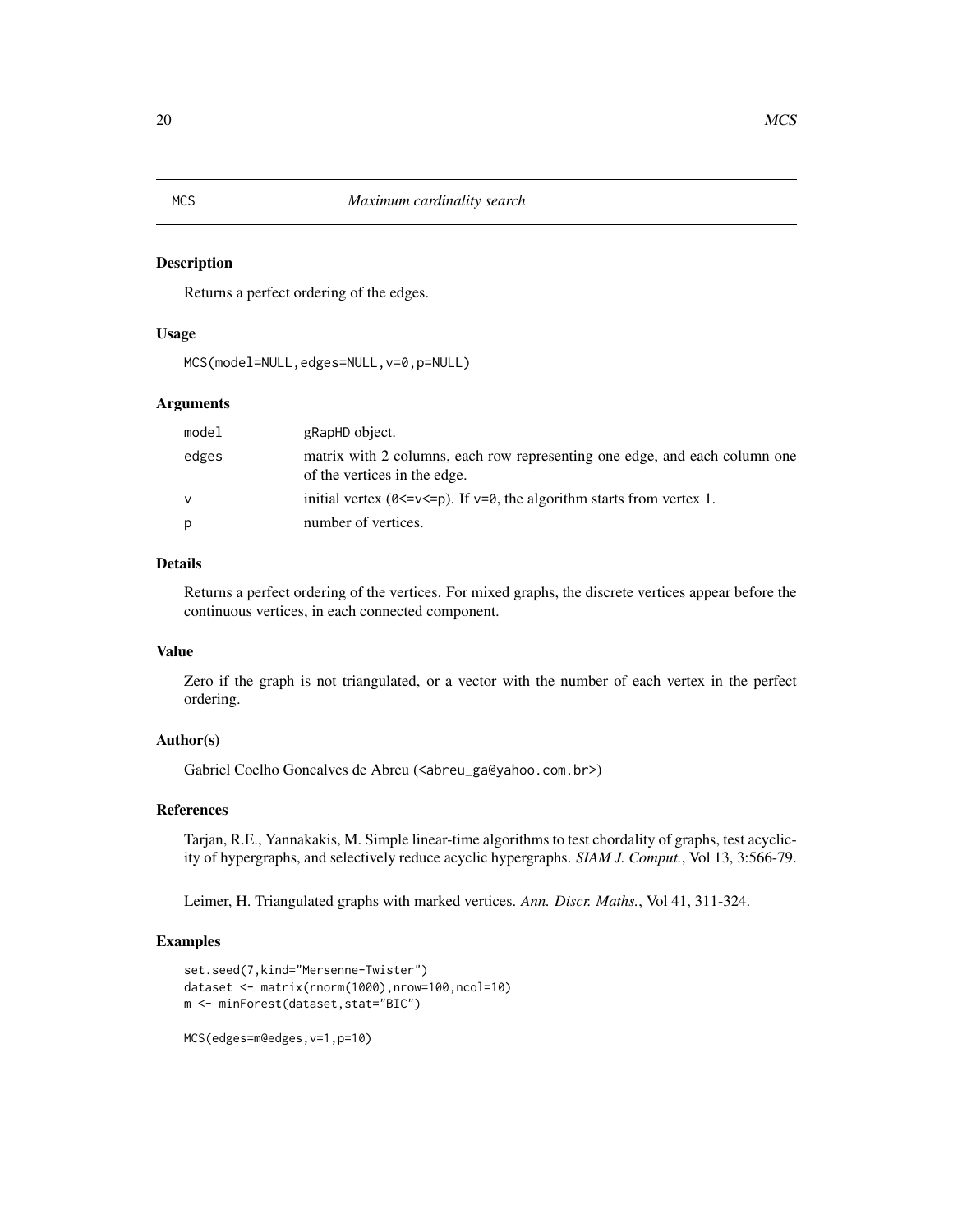## MCS — *Maximum cardinality search*

### Description

Returns a perfect ordering of the edges.

### Usage

```
MCS(model=NULL,edges=NULL,v=0,p=NULL)
```

### Arguments

| | |
|---|---|
| `model` | `gRapHD` object. |
| `edges` | matrix with 2 columns, each row representing one edge, and each column one of the vertices in the edge. |
| `v` | initial vertex (`0<=v<=p`). If `v=0`, the algorithm starts from vertex 1. |
| `p` | number of vertices. |

### Details

Returns a perfect ordering of the vertices. For mixed graphs, the discrete vertices appear before the continuous vertices, in each connected component.

### Value

Zero if the graph is not triangulated, or a vector with the number of each vertex in the perfect ordering.

### Author(s)

Gabriel Coelho Goncalves de Abreu (<abreu_ga@yahoo.com.br>)

### References

Tarjan, R.E., Yannakakis, M. Simple linear-time algorithms to test chordality of graphs, test acyclicity of hypergraphs, and selectively reduce acyclic hypergraphs. *SIAM J. Comput.*, Vol 13, 3:566-79.

Leimer, H. Triangulated graphs with marked vertices. *Ann. Discr. Maths.*, Vol 41, 311-324.

### Examples

```
set.seed(7,kind="Mersenne-Twister")
dataset <- matrix(rnorm(1000),nrow=100,ncol=10)
m <- minForest(dataset,stat="BIC")

MCS(edges=m@edges,v=1,p=10)
```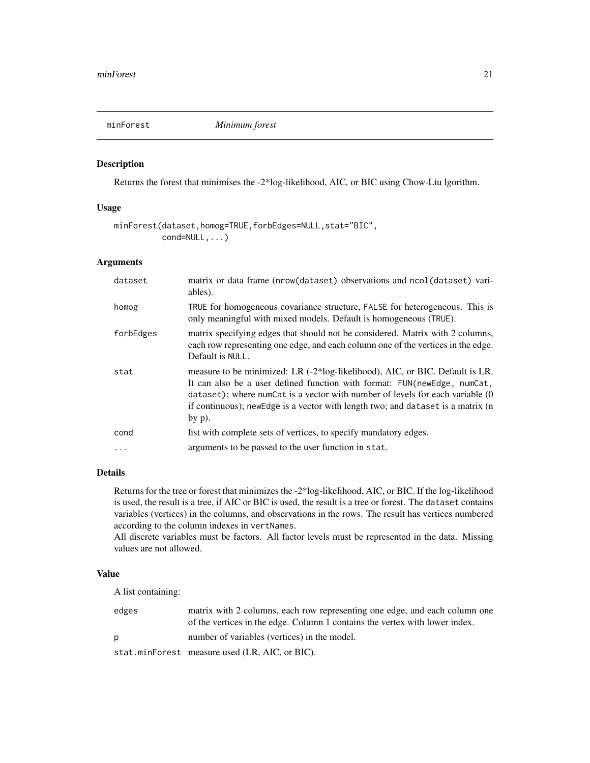## minForest *Minimum forest*

### Description

Returns the forest that minimises the -2*log-likelihood, AIC, or BIC using Chow-Liu lgorithm.

### Usage

```
minForest(dataset,homog=TRUE,forbEdges=NULL,stat="BIC",
          cond=NULL,...)
```

### Arguments

| | |
|---|---|
| `dataset` | matrix or data frame (`nrow(dataset)` observations and `ncol(dataset)` variables). |
| `homog` | `TRUE` for homogeneous covariance structure, `FALSE` for heterogeneous. This is only meaningful with mixed models. Default is homogeneous (`TRUE`). |
| `forbEdges` | matrix specifying edges that should not be considered. Matrix with 2 columns, each row representing one edge, and each column one of the vertices in the edge. Default is `NULL`. |
| `stat` | measure to be minimized: LR (-2*log-likelihood), AIC, or BIC. Default is LR. It can also be a user defined function with format: `FUN(newEdge, numCat, dataset)`; where `numCat` is a vector with number of levels for each variable (0 if continuous); `newEdge` is a vector with length two; and `dataset` is a matrix (n by p). |
| `cond` | list with complete sets of vertices, to specify mandatory edges. |
| `...` | arguments to be passed to the user function in `stat`. |

### Details

Returns for the tree or forest that minimizes the -2*log-likelihood, AIC, or BIC. If the log-likelihood is used, the result is a tree, if AIC or BIC is used, the result is a tree or forest. The `dataset` contains variables (vertices) in the columns, and observations in the rows. The result has vertices numbered according to the column indexes in `vertNames`.
All discrete variables must be factors. All factor levels must be represented in the data. Missing values are not allowed.

### Value

A list containing:

| | |
|---|---|
| `edges` | matrix with 2 columns, each row representing one edge, and each column one of the vertices in the edge. Column 1 contains the vertex with lower index. |
| `p` | number of variables (vertices) in the model. |
| `stat.minForest` | measure used (LR, AIC, or BIC). |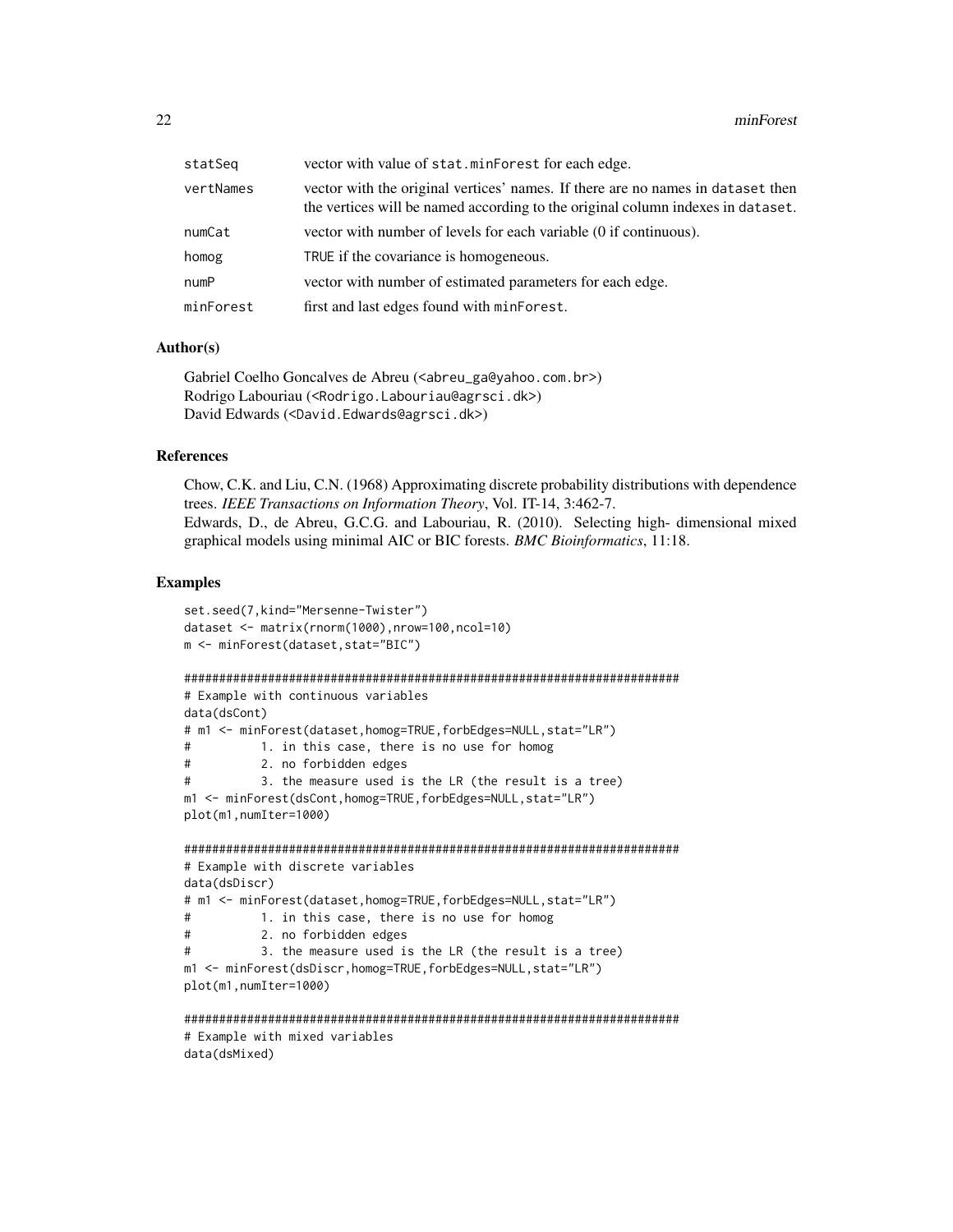| | |
|---|---|
| statSeq | vector with value of stat.minForest for each edge. |
| vertNames | vector with the original vertices' names. If there are no names in dataset then the vertices will be named according to the original column indexes in dataset. |
| numCat | vector with number of levels for each variable (0 if continuous). |
| homog | TRUE if the covariance is homogeneous. |
| numP | vector with number of estimated parameters for each edge. |
| minForest | first and last edges found with minForest. |

### Author(s)

Gabriel Coelho Goncalves de Abreu (<abreu_ga@yahoo.com.br>)
Rodrigo Labouriau (<Rodrigo.Labouriau@agrsci.dk>)
David Edwards (<David.Edwards@agrsci.dk>)

### References

Chow, C.K. and Liu, C.N. (1968) Approximating discrete probability distributions with dependence trees. *IEEE Transactions on Information Theory*, Vol. IT-14, 3:462-7.
Edwards, D., de Abreu, G.C.G. and Labouriau, R. (2010). Selecting high- dimensional mixed graphical models using minimal AIC or BIC forests. *BMC Bioinformatics*, 11:18.

### Examples

```
set.seed(7,kind="Mersenne-Twister")
dataset <- matrix(rnorm(1000),nrow=100,ncol=10)
m <- minForest(dataset,stat="BIC")

#######################################################################
# Example with continuous variables
data(dsCont)
# m1 <- minForest(dataset,homog=TRUE,forbEdges=NULL,stat="LR")
#          1. in this case, there is no use for homog
#          2. no forbidden edges
#          3. the measure used is the LR (the result is a tree)
m1 <- minForest(dsCont,homog=TRUE,forbEdges=NULL,stat="LR")
plot(m1,numIter=1000)

#######################################################################
# Example with discrete variables
data(dsDiscr)
# m1 <- minForest(dataset,homog=TRUE,forbEdges=NULL,stat="LR")
#          1. in this case, there is no use for homog
#          2. no forbidden edges
#          3. the measure used is the LR (the result is a tree)
m1 <- minForest(dsDiscr,homog=TRUE,forbEdges=NULL,stat="LR")
plot(m1,numIter=1000)

#######################################################################
# Example with mixed variables
data(dsMixed)
```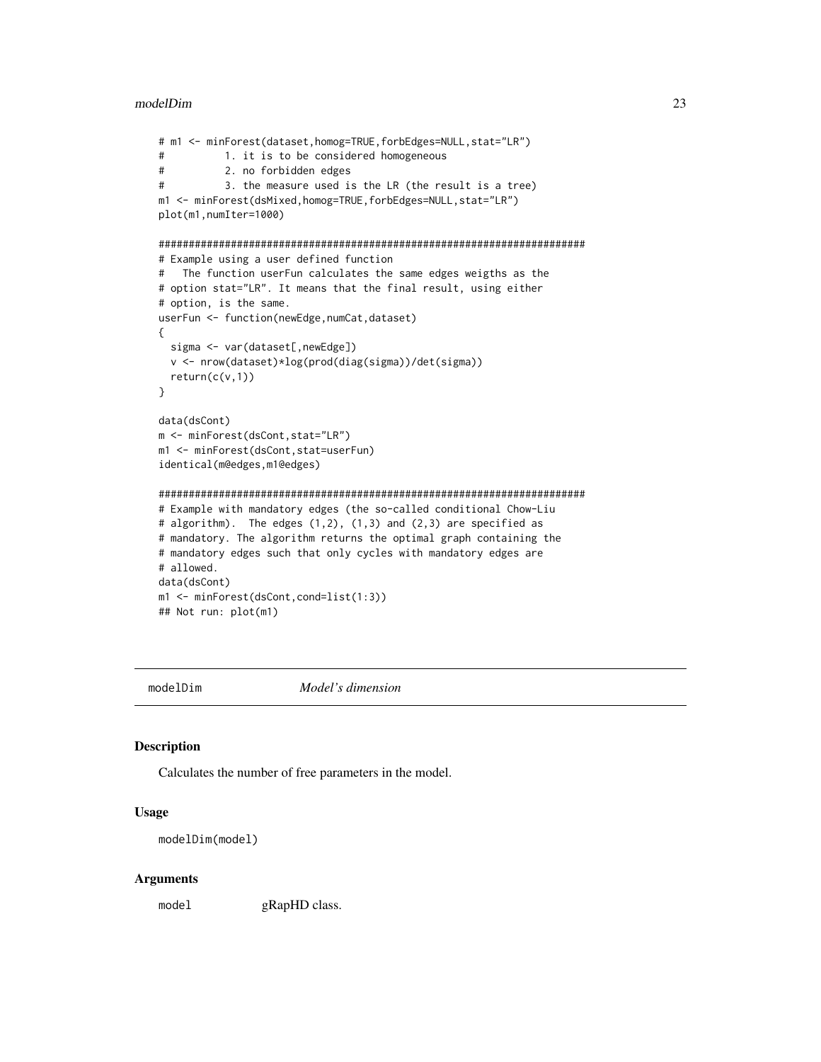```
# m1 <- minForest(dataset,homog=TRUE,forbEdges=NULL,stat="LR")
#          1. it is to be considered homogeneous
#          2. no forbidden edges
#          3. the measure used is the LR (the result is a tree)
m1 <- minForest(dsMixed,homog=TRUE,forbEdges=NULL,stat="LR")
plot(m1,numIter=1000)

#######################################################################
# Example using a user defined function
#   The function userFun calculates the same edges weigths as the
# option stat="LR". It means that the final result, using either
# option, is the same.
userFun <- function(newEdge,numCat,dataset)
{
  sigma <- var(dataset[,newEdge])
  v <- nrow(dataset)*log(prod(diag(sigma))/det(sigma))
  return(c(v,1))
}

data(dsCont)
m <- minForest(dsCont,stat="LR")
m1 <- minForest(dsCont,stat=userFun)
identical(m@edges,m1@edges)

#######################################################################
# Example with mandatory edges (the so-called conditional Chow-Liu
# algorithm).  The edges (1,2), (1,3) and (2,3) are specified as
# mandatory. The algorithm returns the optimal graph containing the
# mandatory edges such that only cycles with mandatory edges are
# allowed.
data(dsCont)
m1 <- minForest(dsCont,cond=list(1:3))
## Not run: plot(m1)
```

---

`modelDim` *Model's dimension*

## Description

Calculates the number of free parameters in the model.

## Usage

```
modelDim(model)
```

## Arguments

| | |
|---|---|
| `model` | gRapHD class. |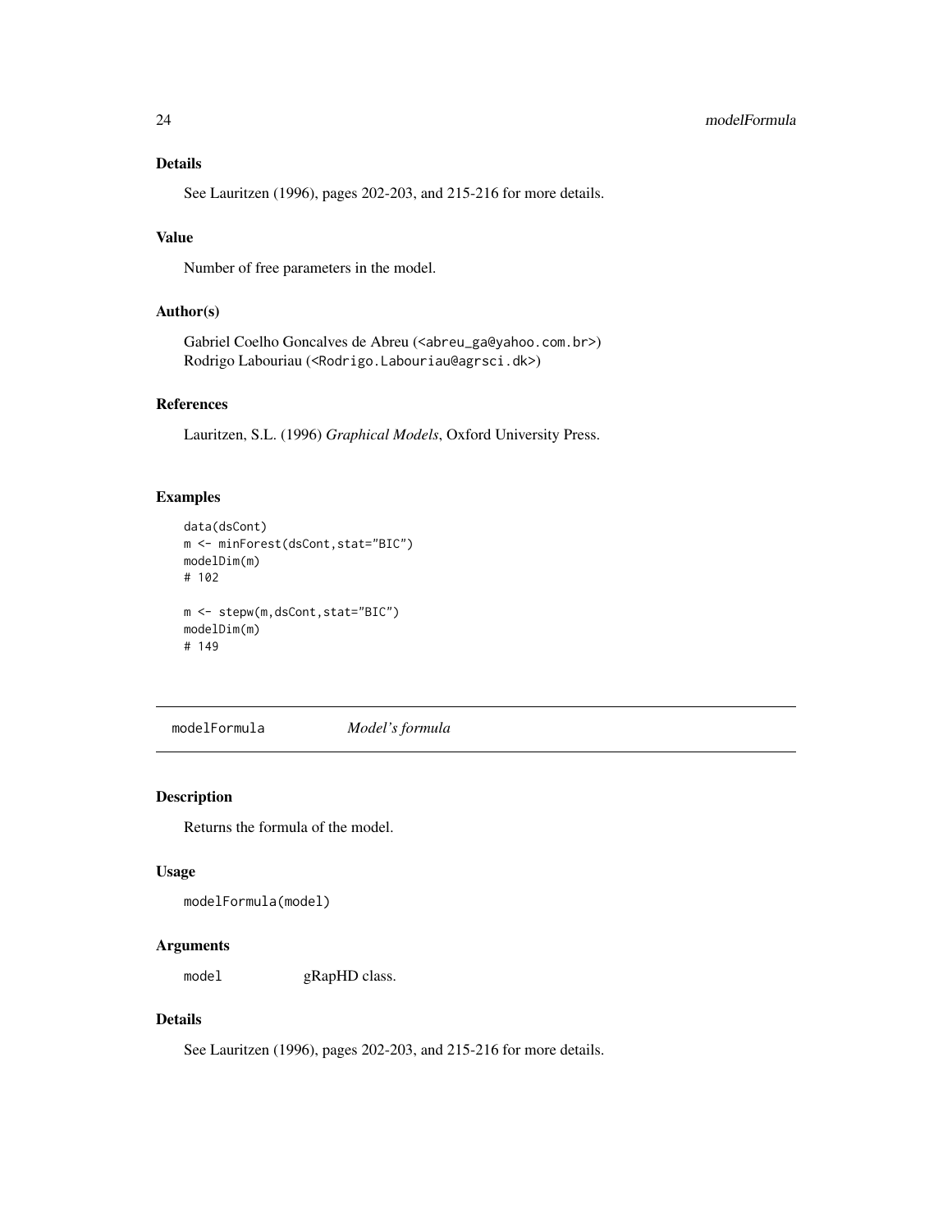### Details

See Lauritzen (1996), pages 202-203, and 215-216 for more details.

### Value

Number of free parameters in the model.

### Author(s)

Gabriel Coelho Goncalves de Abreu (<abreu_ga@yahoo.com.br>)
Rodrigo Labouriau (<Rodrigo.Labouriau@agrsci.dk>)

### References

Lauritzen, S.L. (1996) *Graphical Models*, Oxford University Press.

### Examples

```
data(dsCont)
m <- minForest(dsCont,stat="BIC")
modelDim(m)
# 102

m <- stepw(m,dsCont,stat="BIC")
modelDim(m)
# 149
```

---

## modelFormula *Model's formula*

### Description

Returns the formula of the model.

### Usage

```
modelFormula(model)
```

### Arguments

| | |
|---|---|
| `model` | gRapHD class. |

### Details

See Lauritzen (1996), pages 202-203, and 215-216 for more details.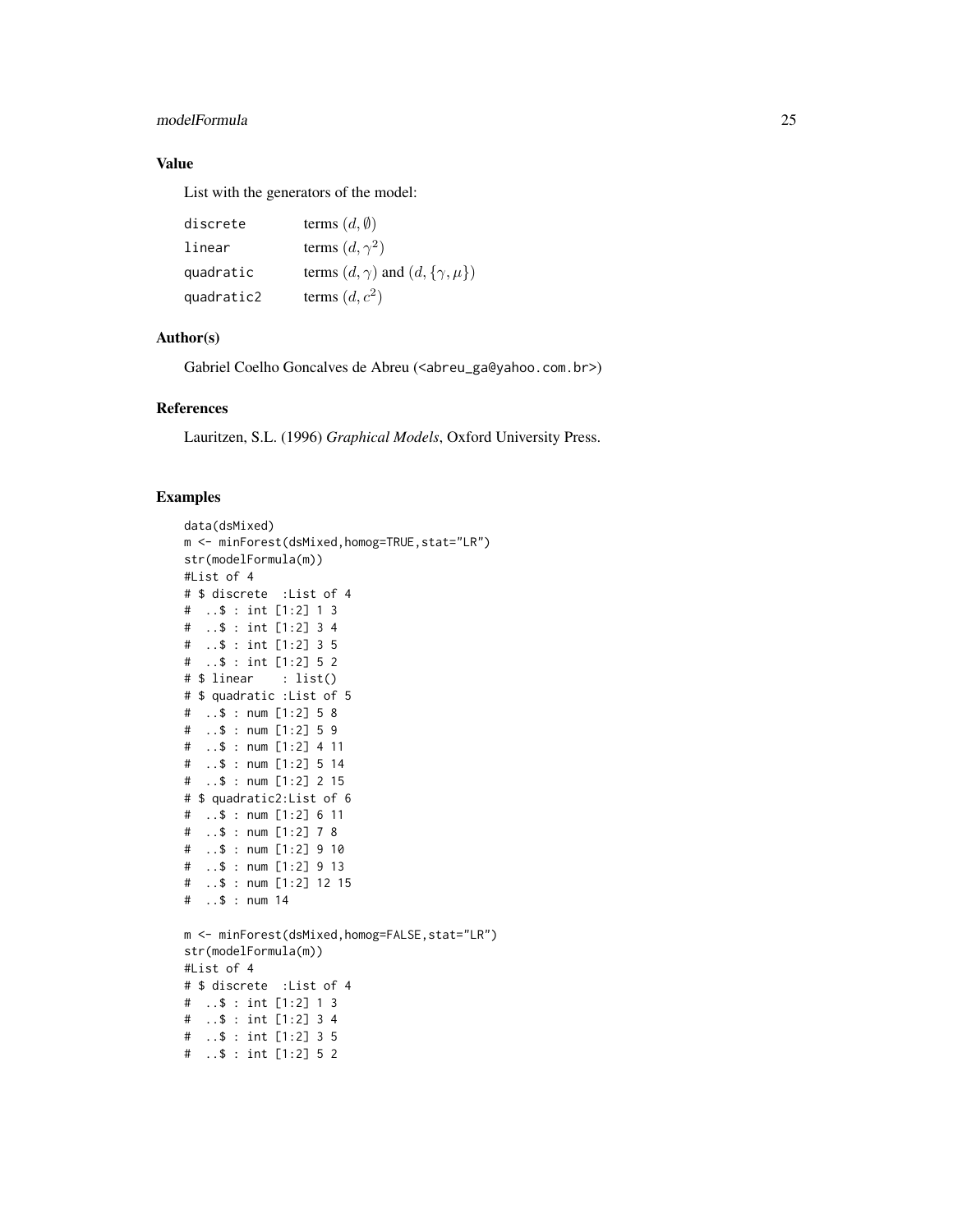### Value

List with the generators of the model:

| | |
|---|---|
| discrete | terms $(d, \emptyset)$ |
| linear | terms $(d, \gamma^2)$ |
| quadratic | terms $(d, \gamma)$ and $(d, \{\gamma, \mu\})$ |
| quadratic2 | terms $(d, c^2)$ |

### Author(s)

Gabriel Coelho Goncalves de Abreu (<abreu_ga@yahoo.com.br>)

### References

Lauritzen, S.L. (1996) *Graphical Models*, Oxford University Press.

### Examples

```
data(dsMixed)
m <- minForest(dsMixed,homog=TRUE,stat="LR")
str(modelFormula(m))
#List of 4
# $ discrete  :List of 4
#  ..$ : int [1:2] 1 3
#  ..$ : int [1:2] 3 4
#  ..$ : int [1:2] 3 5
#  ..$ : int [1:2] 5 2
# $ linear    : list()
# $ quadratic :List of 5
#  ..$ : num [1:2] 5 8
#  ..$ : num [1:2] 5 9
#  ..$ : num [1:2] 4 11
#  ..$ : num [1:2] 5 14
#  ..$ : num [1:2] 2 15
# $ quadratic2:List of 6
#  ..$ : num [1:2] 6 11
#  ..$ : num [1:2] 7 8
#  ..$ : num [1:2] 9 10
#  ..$ : num [1:2] 9 13
#  ..$ : num [1:2] 12 15
#  ..$ : num 14

m <- minForest(dsMixed,homog=FALSE,stat="LR")
str(modelFormula(m))
#List of 4
# $ discrete  :List of 4
#  ..$ : int [1:2] 1 3
#  ..$ : int [1:2] 3 4
#  ..$ : int [1:2] 3 5
#  ..$ : int [1:2] 5 2
```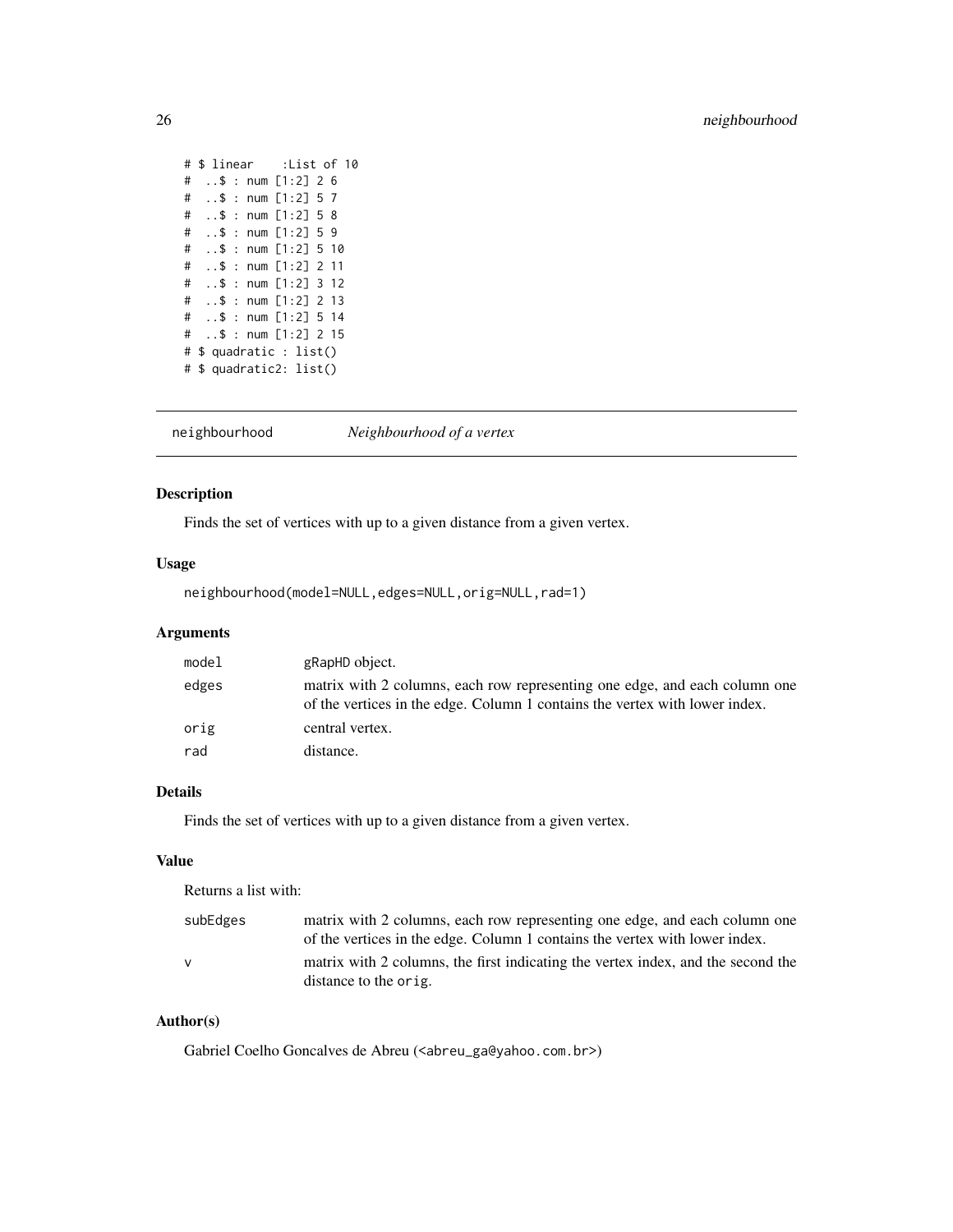```
# $ linear    :List of 10
#  ..$ : num [1:2] 2 6
#  ..$ : num [1:2] 5 7
#  ..$ : num [1:2] 5 8
#  ..$ : num [1:2] 5 9
#  ..$ : num [1:2] 5 10
#  ..$ : num [1:2] 2 11
#  ..$ : num [1:2] 3 12
#  ..$ : num [1:2] 2 13
#  ..$ : num [1:2] 5 14
#  ..$ : num [1:2] 2 15
# $ quadratic : list()
# $ quadratic2: list()
```

---

## neighbourhood — *Neighbourhood of a vertex*

### Description

Finds the set of vertices with up to a given distance from a given vertex.

### Usage

```
neighbourhood(model=NULL,edges=NULL,orig=NULL,rad=1)
```

### Arguments

| | |
|---|---|
| `model` | `gRapHD` object. |
| `edges` | matrix with 2 columns, each row representing one edge, and each column one of the vertices in the edge. Column 1 contains the vertex with lower index. |
| `orig` | central vertex. |
| `rad` | distance. |

### Details

Finds the set of vertices with up to a given distance from a given vertex.

### Value

Returns a list with:

| | |
|---|---|
| `subEdges` | matrix with 2 columns, each row representing one edge, and each column one of the vertices in the edge. Column 1 contains the vertex with lower index. |
| `v` | matrix with 2 columns, the first indicating the vertex index, and the second the distance to the `orig`. |

### Author(s)

Gabriel Coelho Goncalves de Abreu (<abreu_ga@yahoo.com.br>)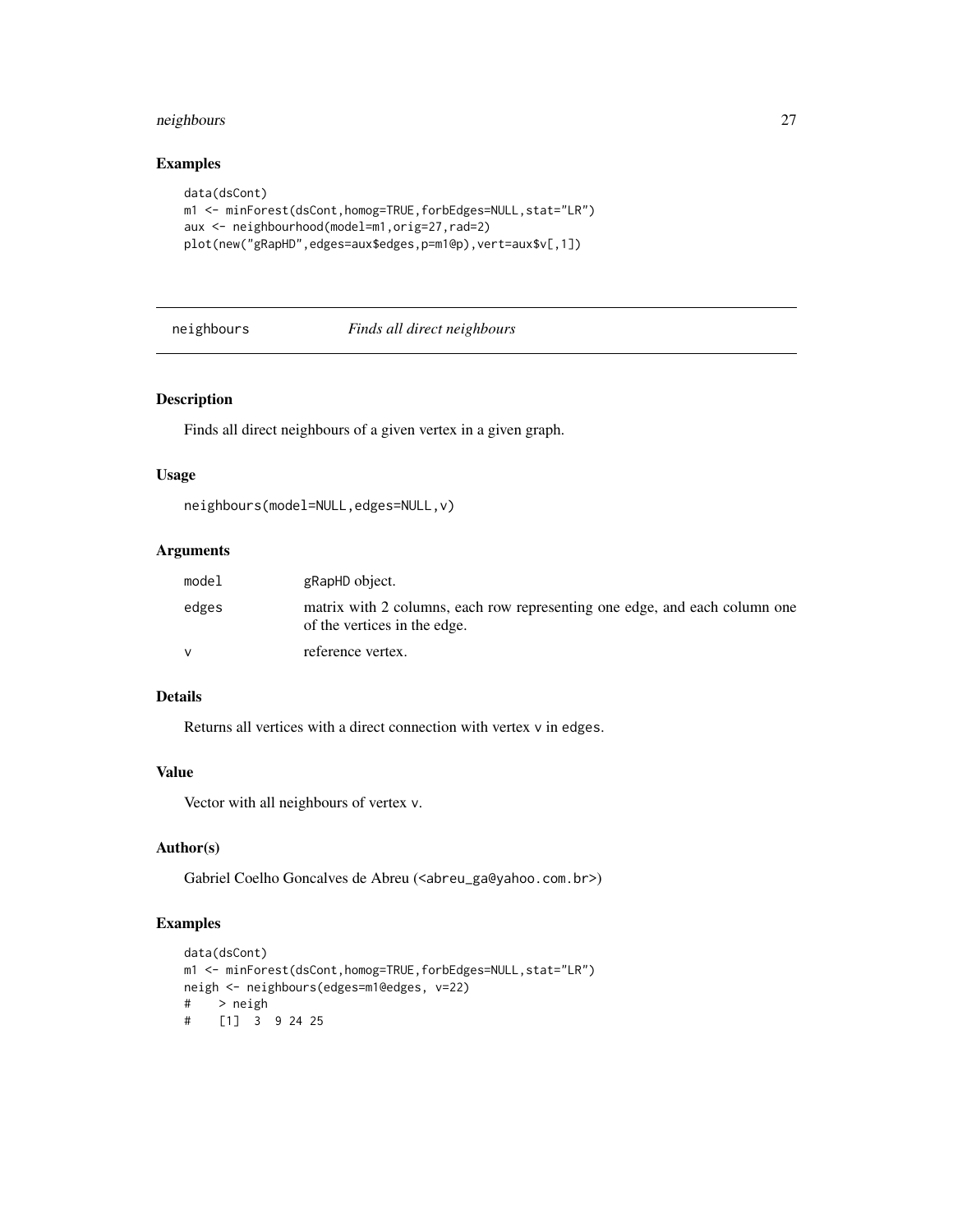## Examples

```
data(dsCont)
m1 <- minForest(dsCont,homog=TRUE,forbEdges=NULL,stat="LR")
aux <- neighbourhood(model=m1,orig=27,rad=2)
plot(new("gRapHD",edges=aux$edges,p=m1@p),vert=aux$v[,1])
```

---

# neighbours *Finds all direct neighbours*

---

## Description

Finds all direct neighbours of a given vertex in a given graph.

## Usage

```
neighbours(model=NULL,edges=NULL,v)
```

## Arguments

| | |
|---|---|
| model | gRapHD object. |
| edges | matrix with 2 columns, each row representing one edge, and each column one of the vertices in the edge. |
| v | reference vertex. |

## Details

Returns all vertices with a direct connection with vertex v in edges.

## Value

Vector with all neighbours of vertex v.

## Author(s)

Gabriel Coelho Goncalves de Abreu (<abreu_ga@yahoo.com.br>)

## Examples

```
data(dsCont)
m1 <- minForest(dsCont,homog=TRUE,forbEdges=NULL,stat="LR")
neigh <- neighbours(edges=m1@edges, v=22)
#    > neigh
#    [1]  3  9 24 25
```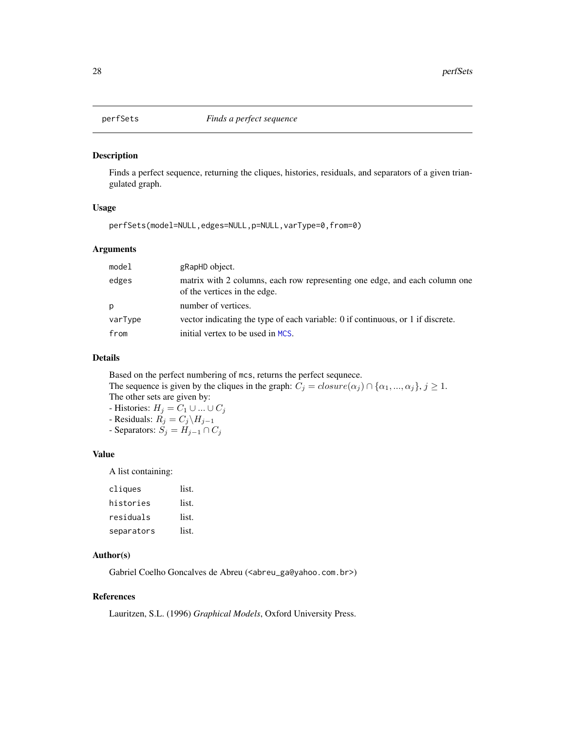# perfSets — *Finds a perfect sequence*

## Description

Finds a perfect sequence, returning the cliques, histories, residuals, and separators of a given triangulated graph.

## Usage

```
perfSets(model=NULL,edges=NULL,p=NULL,varType=0,from=0)
```

## Arguments

| | |
|---|---|
| `model` | `gRapHD` object. |
| `edges` | matrix with 2 columns, each row representing one edge, and each column one of the vertices in the edge. |
| `p` | number of vertices. |
| `varType` | vector indicating the type of each variable: 0 if continuous, or 1 if discrete. |
| `from` | initial vertex to be used in `MCS`. |

## Details

Based on the perfect numbering of `mcs`, returns the perfect sequnece.
The sequence is given by the cliques in the graph: $C_j = closure(\alpha_j) \cap \{\alpha_1, ..., \alpha_j\}, j \geq 1$.
The other sets are given by:
- Histories: $H_j = C_1 \cup ... \cup C_j$
- Residuals: $R_j = C_j \backslash H_{j-1}$
- Separators: $S_j = H_{j-1} \cap C_j$

## Value

A list containing:

| | |
|---|---|
| `cliques` | list. |
| `histories` | list. |
| `residuals` | list. |
| `separators` | list. |

## Author(s)

Gabriel Coelho Goncalves de Abreu (<abreu_ga@yahoo.com.br>)

## References

Lauritzen, S.L. (1996) *Graphical Models*, Oxford University Press.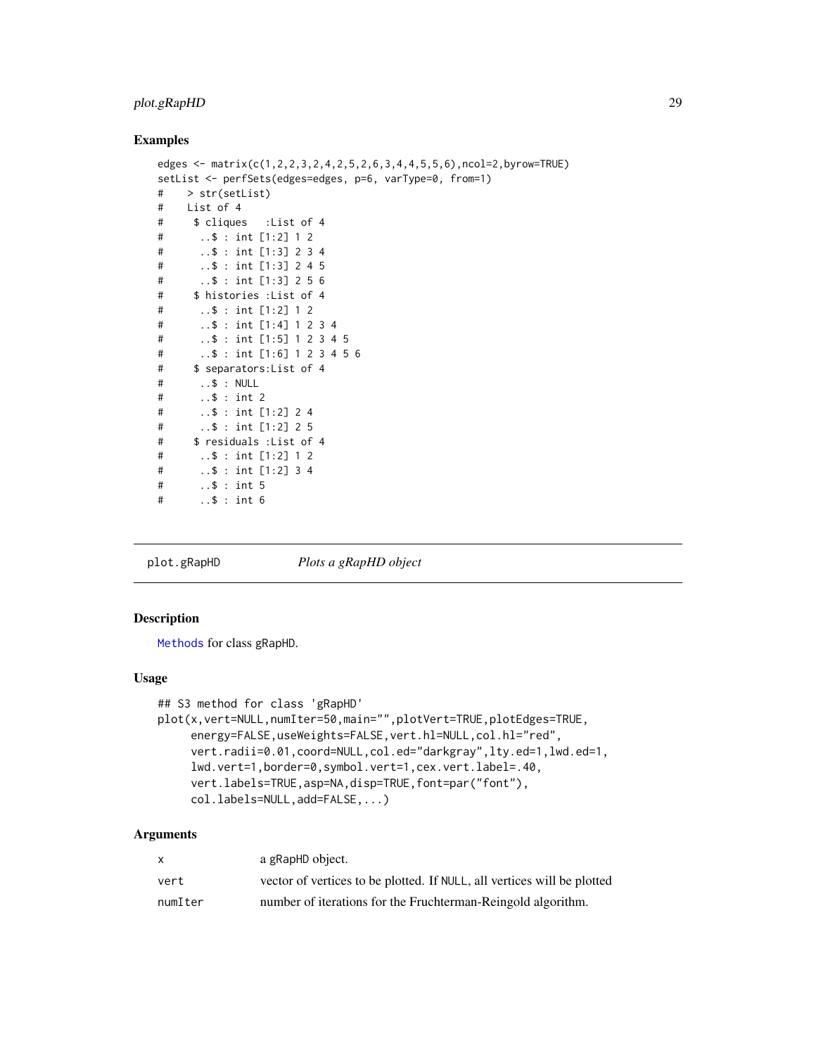## Examples

```
edges <- matrix(c(1,2,2,3,2,4,2,5,2,6,3,4,4,5,5,6),ncol=2,byrow=TRUE)
setList <- perfSets(edges=edges, p=6, varType=0, from=1)
#    > str(setList)
#    List of 4
#     $ cliques   :List of 4
#      ..$ : int [1:2] 1 2
#      ..$ : int [1:3] 2 3 4
#      ..$ : int [1:3] 2 4 5
#      ..$ : int [1:3] 2 5 6
#     $ histories :List of 4
#      ..$ : int [1:2] 1 2
#      ..$ : int [1:4] 1 2 3 4
#      ..$ : int [1:5] 1 2 3 4 5
#      ..$ : int [1:6] 1 2 3 4 5 6
#     $ separators:List of 4
#      ..$ : NULL
#      ..$ : int 2
#      ..$ : int [1:2] 2 4
#      ..$ : int [1:2] 2 5
#     $ residuals :List of 4
#      ..$ : int [1:2] 1 2
#      ..$ : int [1:2] 3 4
#      ..$ : int 5
#      ..$ : int 6
```

---

# plot.gRapHD — *Plots a gRapHD object*

## Description

Methods for class gRapHD.

## Usage

```
## S3 method for class 'gRapHD'
plot(x,vert=NULL,numIter=50,main="",plotVert=TRUE,plotEdges=TRUE,
     energy=FALSE,useWeights=FALSE,vert.hl=NULL,col.hl="red",
     vert.radii=0.01,coord=NULL,col.ed="darkgray",lty.ed=1,lwd.ed=1,
     lwd.vert=1,border=0,symbol.vert=1,cex.vert.label=.40,
     vert.labels=TRUE,asp=NA,disp=TRUE,font=par("font"),
     col.labels=NULL,add=FALSE,...)
```

## Arguments

| | |
|---|---|
| x | a gRapHD object. |
| vert | vector of vertices to be plotted. If NULL, all vertices will be plotted |
| numIter | number of iterations for the Fruchterman-Reingold algorithm. |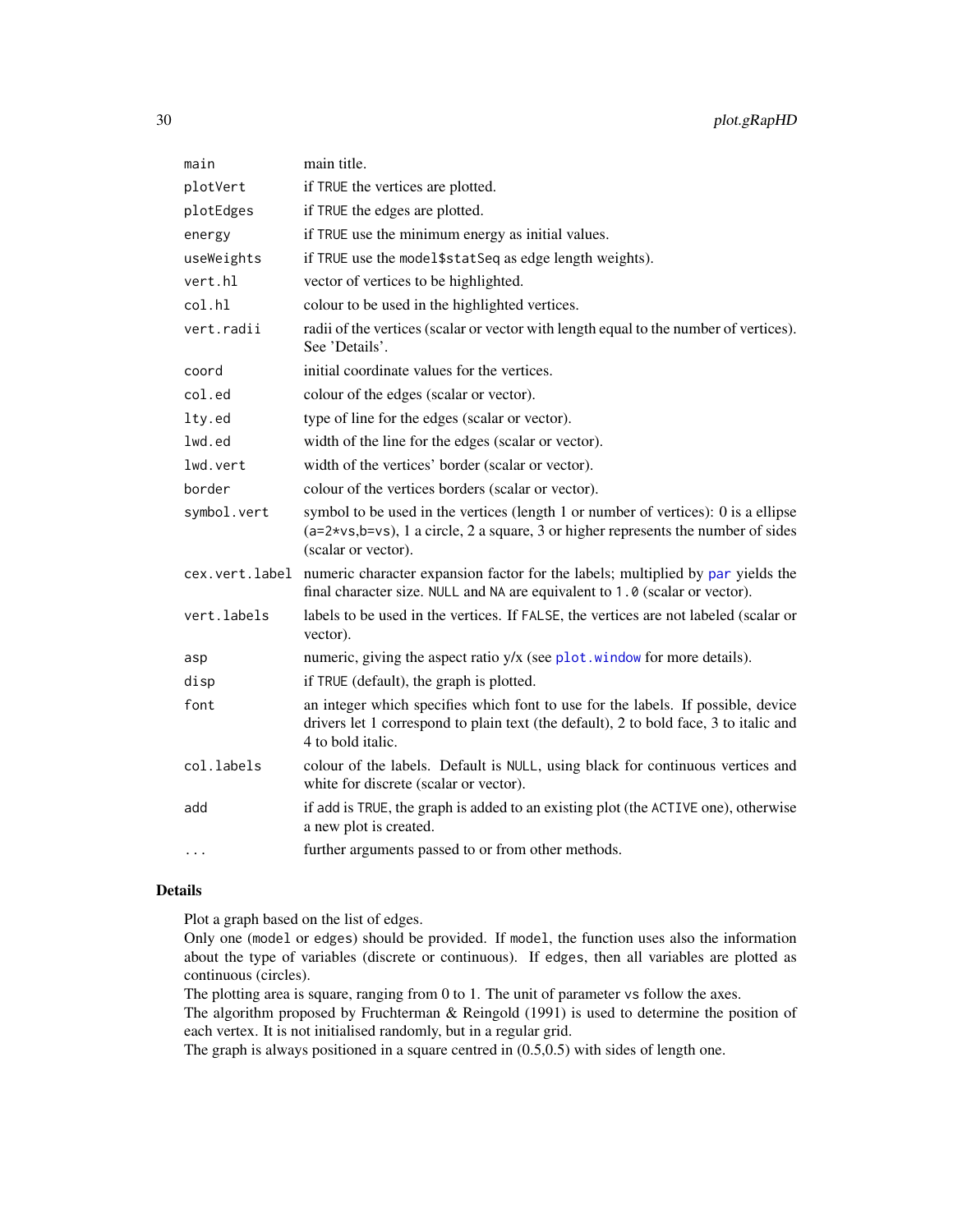| | |
|---|---|
| `main` | main title. |
| `plotVert` | if `TRUE` the vertices are plotted. |
| `plotEdges` | if `TRUE` the edges are plotted. |
| `energy` | if `TRUE` use the minimum energy as initial values. |
| `useWeights` | if `TRUE` use the `model$statSeq` as edge length weights). |
| `vert.hl` | vector of vertices to be highlighted. |
| `col.hl` | colour to be used in the highlighted vertices. |
| `vert.radii` | radii of the vertices (scalar or vector with length equal to the number of vertices). See 'Details'. |
| `coord` | initial coordinate values for the vertices. |
| `col.ed` | colour of the edges (scalar or vector). |
| `lty.ed` | type of line for the edges (scalar or vector). |
| `lwd.ed` | width of the line for the edges (scalar or vector). |
| `lwd.vert` | width of the vertices' border (scalar or vector). |
| `border` | colour of the vertices borders (scalar or vector). |
| `symbol.vert` | symbol to be used in the vertices (length 1 or number of vertices): 0 is a ellipse (`a=2*vs,b=vs`), 1 a circle, 2 a square, 3 or higher represents the number of sides (scalar or vector). |
| `cex.vert.label` | numeric character expansion factor for the labels; multiplied by `par` yields the final character size. `NULL` and `NA` are equivalent to `1.0` (scalar or vector). |
| `vert.labels` | labels to be used in the vertices. If `FALSE`, the vertices are not labeled (scalar or vector). |
| `asp` | numeric, giving the aspect ratio y/x (see `plot.window` for more details). |
| `disp` | if `TRUE` (default), the graph is plotted. |
| `font` | an integer which specifies which font to use for the labels. If possible, device drivers let 1 correspond to plain text (the default), 2 to bold face, 3 to italic and 4 to bold italic. |
| `col.labels` | colour of the labels. Default is `NULL`, using black for continuous vertices and white for discrete (scalar or vector). |
| `add` | if `add` is `TRUE`, the graph is added to an existing plot (the `ACTIVE` one), otherwise a new plot is created. |
| `...` | further arguments passed to or from other methods. |

## Details

Plot a graph based on the list of edges.
Only one (`model` or `edges`) should be provided. If `model`, the function uses also the information about the type of variables (discrete or continuous). If `edges`, then all variables are plotted as continuous (circles).
The plotting area is square, ranging from 0 to 1. The unit of parameter `vs` follow the axes.
The algorithm proposed by Fruchterman & Reingold (1991) is used to determine the position of each vertex. It is not initialised randomly, but in a regular grid.
The graph is always positioned in a square centred in (0.5,0.5) with sides of length one.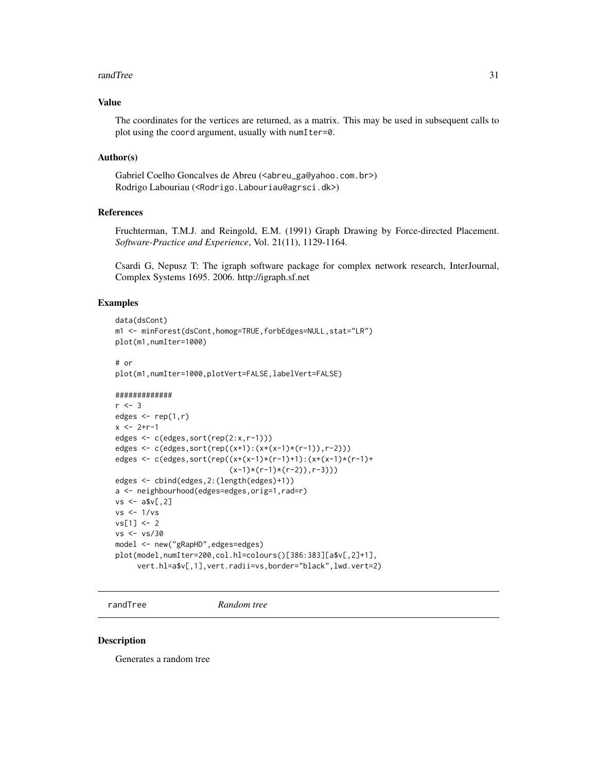### Value

The coordinates for the vertices are returned, as a matrix. This may be used in subsequent calls to plot using the `coord` argument, usually with `numIter=0`.

### Author(s)

Gabriel Coelho Goncalves de Abreu (<abreu_ga@yahoo.com.br>)
Rodrigo Labouriau (<Rodrigo.Labouriau@agrsci.dk>)

### References

Fruchterman, T.M.J. and Reingold, E.M. (1991) Graph Drawing by Force-directed Placement. *Software-Practice and Experience*, Vol. 21(11), 1129-1164.

Csardi G, Nepusz T: The igraph software package for complex network research, InterJournal, Complex Systems 1695. 2006. http://igraph.sf.net

### Examples

```
data(dsCont)
m1 <- minForest(dsCont,homog=TRUE,forbEdges=NULL,stat="LR")
plot(m1,numIter=1000)

# or
plot(m1,numIter=1000,plotVert=FALSE,labelVert=FALSE)

#############
r <- 3
edges <- rep(1,r)
x <- 2+r-1
edges <- c(edges,sort(rep(2:x,r-1)))
edges <- c(edges,sort(rep((x+1):(x+(x-1)*(r-1)),r-2)))
edges <- c(edges,sort(rep((x+(x-1)*(r-1)+1):(x+(x-1)*(r-1)+
                        (x-1)*(r-1)*(r-2)),r-3)))
edges <- cbind(edges,2:(length(edges)+1))
a <- neighbourhood(edges=edges,orig=1,rad=r)
vs <- a$v[,2]
vs <- 1/vs
vs[1] <- 2
vs <- vs/30
model <- new("gRapHD",edges=edges)
plot(model,numIter=200,col.hl=colours()[386:383][a$v[,2]+1],
     vert.hl=a$v[,1],vert.radii=vs,border="black",lwd.vert=2)
```

---

## randTree *Random tree*

### Description

Generates a random tree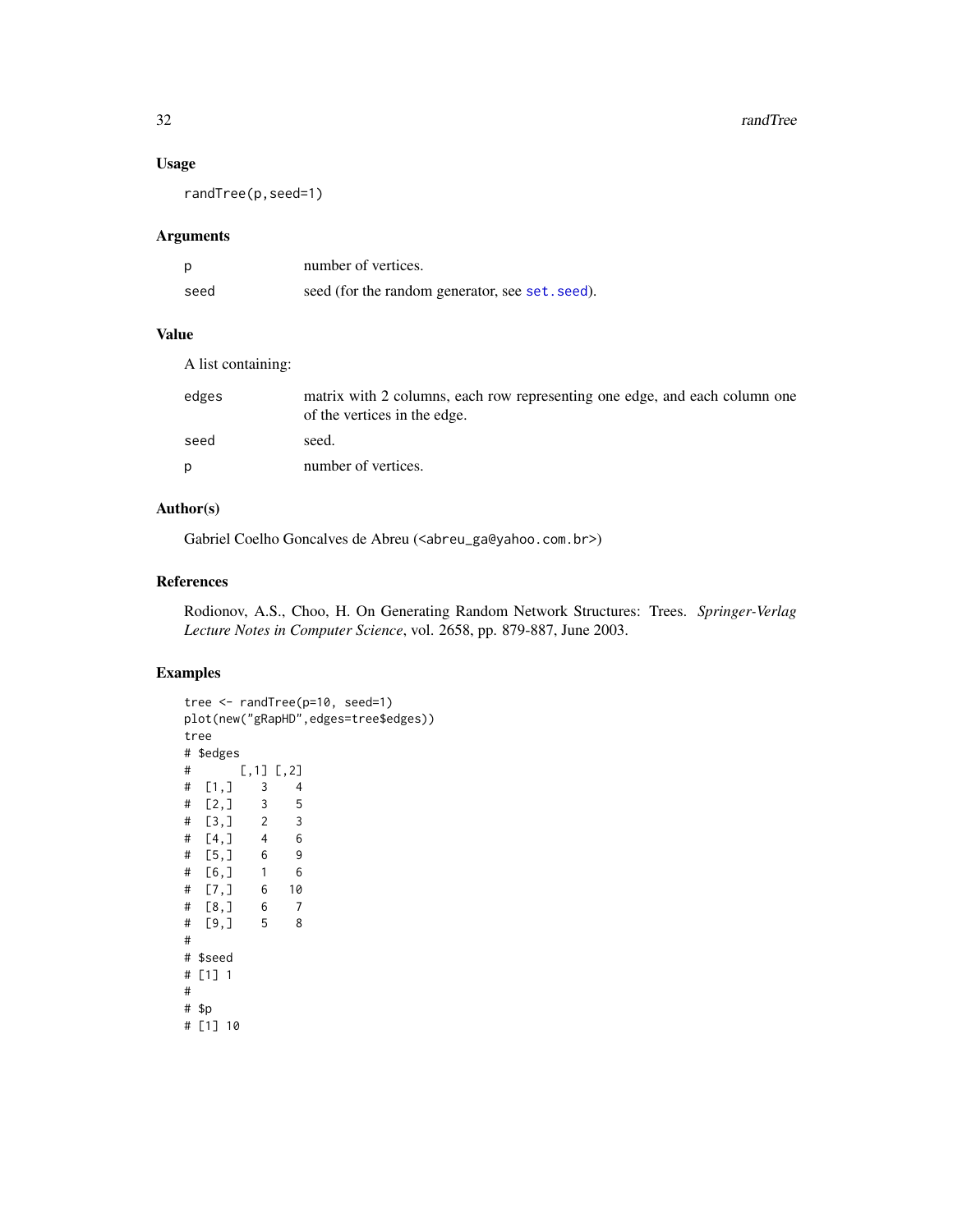### Usage

```
randTree(p,seed=1)
```

### Arguments

| | |
|---|---|
| p | number of vertices. |
| seed | seed (for the random generator, see set.seed). |

### Value

A list containing:

| | |
|---|---|
| edges | matrix with 2 columns, each row representing one edge, and each column one of the vertices in the edge. |
| seed | seed. |
| p | number of vertices. |

### Author(s)

Gabriel Coelho Goncalves de Abreu (<abreu_ga@yahoo.com.br>)

### References

Rodionov, A.S., Choo, H. On Generating Random Network Structures: Trees. *Springer-Verlag Lecture Notes in Computer Science*, vol. 2658, pp. 879-887, June 2003.

### Examples

```
tree <- randTree(p=10, seed=1)
plot(new("gRapHD",edges=tree$edges))
tree
# $edges
#       [,1] [,2]
#  [1,]    3    4
#  [2,]    3    5
#  [3,]    2    3
#  [4,]    4    6
#  [5,]    6    9
#  [6,]    1    6
#  [7,]    6   10
#  [8,]    6    7
#  [9,]    5    8
#
# $seed
# [1] 1
#
# $p
# [1] 10
```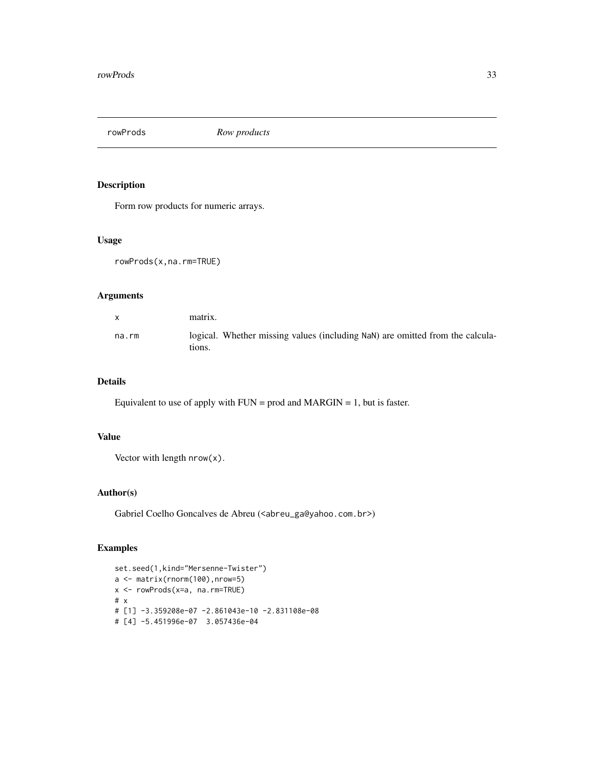# rowProds *Row products*

## Description

Form row products for numeric arrays.

## Usage

```
rowProds(x,na.rm=TRUE)
```

## Arguments

| | |
|---|---|
| x | matrix. |
| na.rm | logical. Whether missing values (including NaN) are omitted from the calculations. |

## Details

Equivalent to use of apply with FUN = prod and MARGIN = 1, but is faster.

## Value

Vector with length nrow(x).

## Author(s)

Gabriel Coelho Goncalves de Abreu (<abreu_ga@yahoo.com.br>)

## Examples

```
set.seed(1,kind="Mersenne-Twister")
a <- matrix(rnorm(100),nrow=5)
x <- rowProds(x=a, na.rm=TRUE)
# x
# [1] -3.359208e-07 -2.861043e-10 -2.831108e-08
# [4] -5.451996e-07  3.057436e-04
```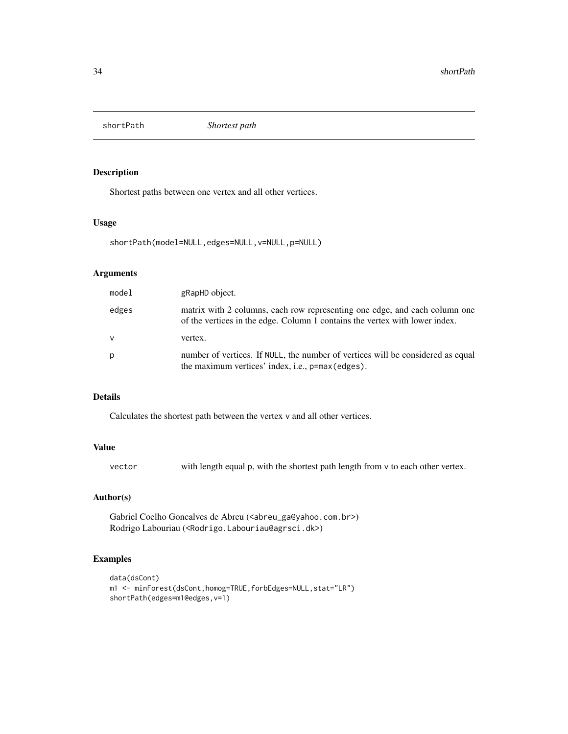# shortPath *Shortest path*

## Description

Shortest paths between one vertex and all other vertices.

## Usage

```
shortPath(model=NULL,edges=NULL,v=NULL,p=NULL)
```

## Arguments

| | |
|---|---|
| model | gRapHD object. |
| edges | matrix with 2 columns, each row representing one edge, and each column one of the vertices in the edge. Column 1 contains the vertex with lower index. |
| v | vertex. |
| p | number of vertices. If NULL, the number of vertices will be considered as equal the maximum vertices' index, i.e., p=max(edges). |

## Details

Calculates the shortest path between the vertex v and all other vertices.

## Value

| | |
|---|---|
| vector | with length equal p, with the shortest path length from v to each other vertex. |

## Author(s)

Gabriel Coelho Goncalves de Abreu (<abreu_ga@yahoo.com.br>)
Rodrigo Labouriau (<Rodrigo.Labouriau@agrsci.dk>)

## Examples

```
data(dsCont)
m1 <- minForest(dsCont,homog=TRUE,forbEdges=NULL,stat="LR")
shortPath(edges=m1@edges,v=1)
```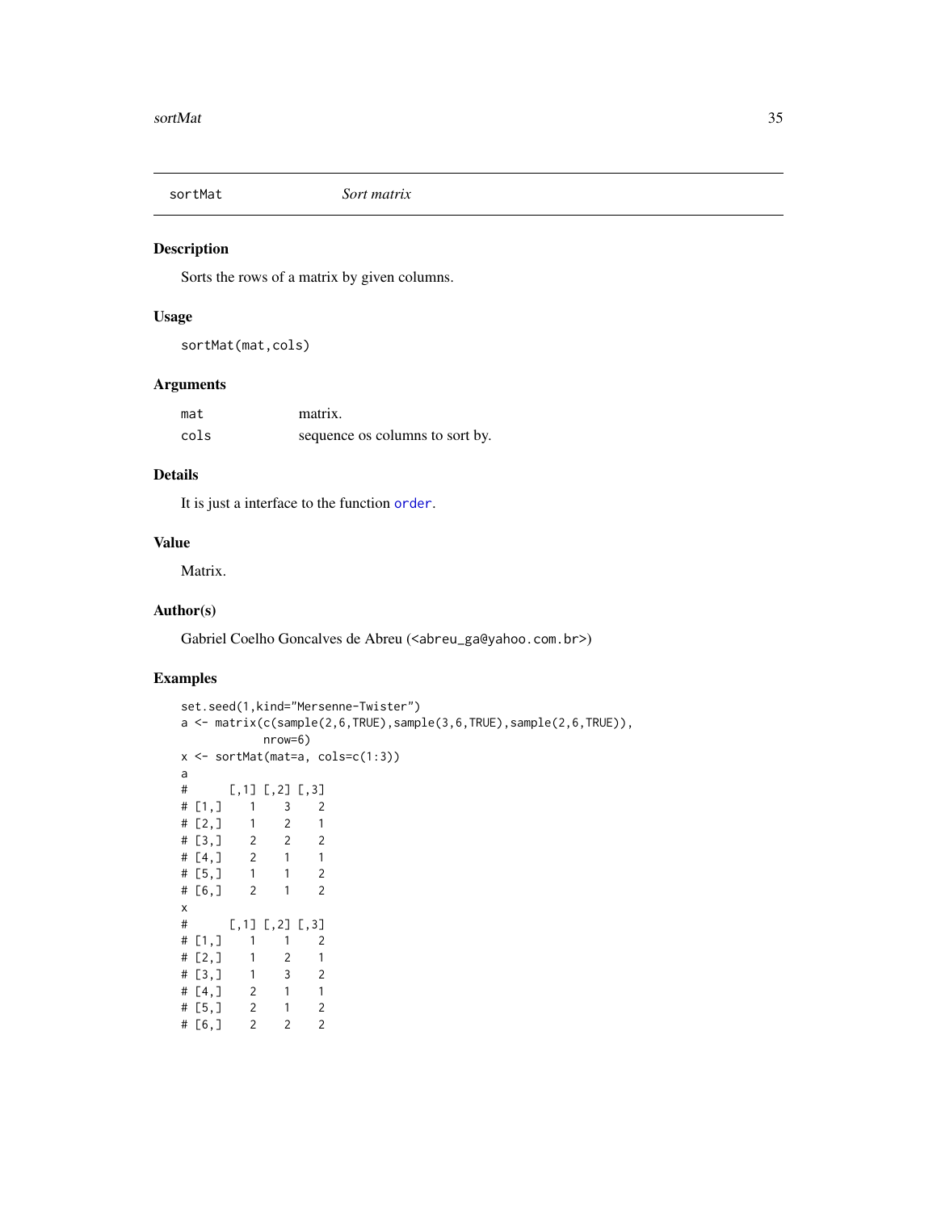## sortMat — *Sort matrix*

### Description

Sorts the rows of a matrix by given columns.

### Usage

```
sortMat(mat,cols)
```

### Arguments

| | |
|---|---|
| `mat` | matrix. |
| `cols` | sequence os columns to sort by. |

### Details

It is just a interface to the function `order`.

### Value

Matrix.

### Author(s)

Gabriel Coelho Goncalves de Abreu (<abreu_ga@yahoo.com.br>)

### Examples

```
set.seed(1,kind="Mersenne-Twister")
a <- matrix(c(sample(2,6,TRUE),sample(3,6,TRUE),sample(2,6,TRUE)),
            nrow=6)
x <- sortMat(mat=a, cols=c(1:3))
a
#      [,1] [,2] [,3]
# [1,]    1    3    2
# [2,]    1    2    1
# [3,]    2    2    2
# [4,]    2    1    1
# [5,]    1    1    2
# [6,]    2    1    2
x
#      [,1] [,2] [,3]
# [1,]    1    1    2
# [2,]    1    2    1
# [3,]    1    3    2
# [4,]    2    1    1
# [5,]    2    1    2
# [6,]    2    2    2
```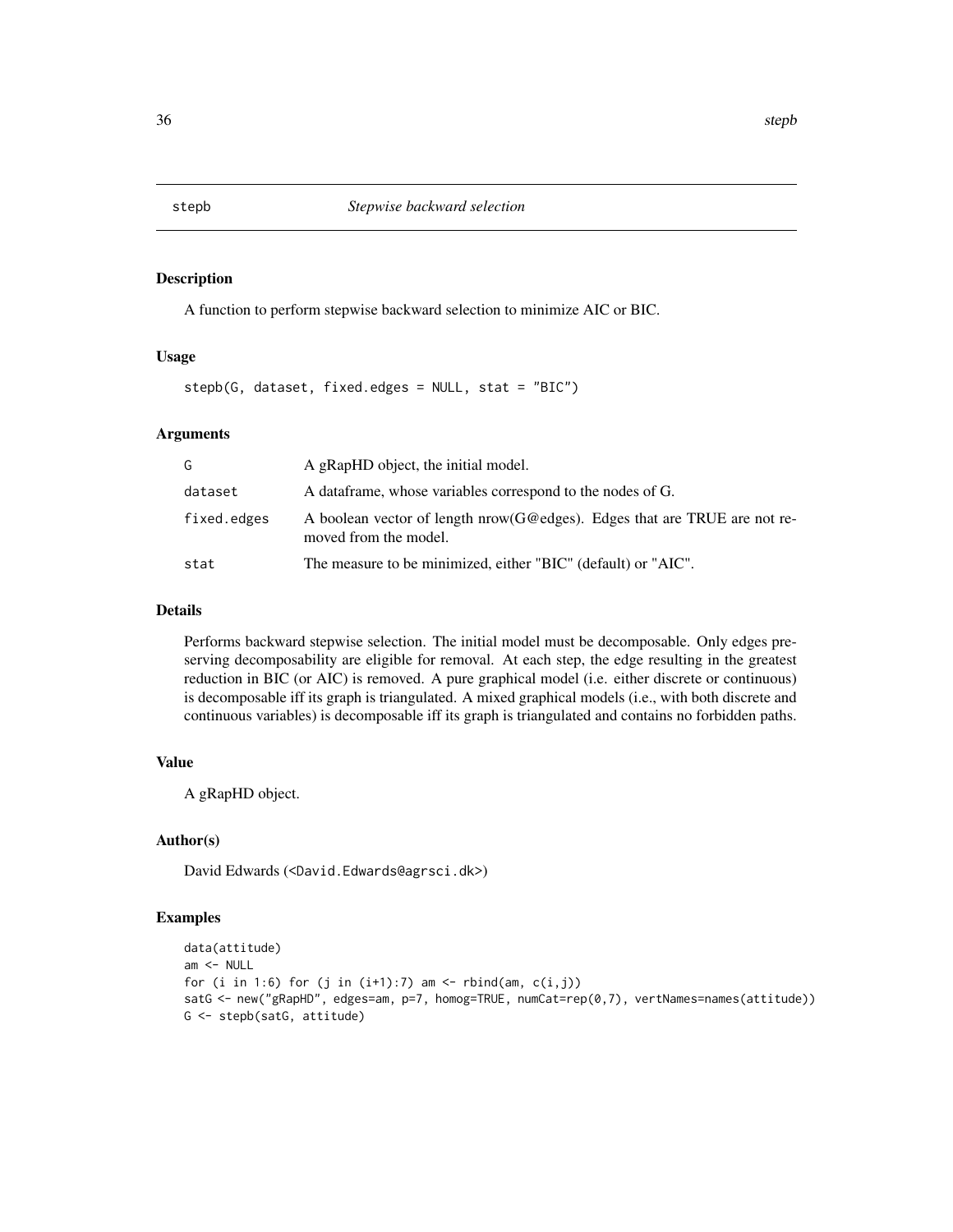# stepb — *Stepwise backward selection*

## Description

A function to perform stepwise backward selection to minimize AIC or BIC.

## Usage

```
stepb(G, dataset, fixed.edges = NULL, stat = "BIC")
```

## Arguments

| | |
|---|---|
| G | A gRapHD object, the initial model. |
| dataset | A dataframe, whose variables correspond to the nodes of G. |
| fixed.edges | A boolean vector of length nrow(G@edges). Edges that are TRUE are not removed from the model. |
| stat | The measure to be minimized, either "BIC" (default) or "AIC". |

## Details

Performs backward stepwise selection. The initial model must be decomposable. Only edges preserving decomposability are eligible for removal. At each step, the edge resulting in the greatest reduction in BIC (or AIC) is removed. A pure graphical model (i.e. either discrete or continuous) is decomposable iff its graph is triangulated. A mixed graphical models (i.e., with both discrete and continuous variables) is decomposable iff its graph is triangulated and contains no forbidden paths.

## Value

A gRapHD object.

## Author(s)

David Edwards (<David.Edwards@agrsci.dk>)

## Examples

```
data(attitude)
am <- NULL
for (i in 1:6) for (j in (i+1):7) am <- rbind(am, c(i,j))
satG <- new("gRapHD", edges=am, p=7, homog=TRUE, numCat=rep(0,7), vertNames=names(attitude))
G <- stepb(satG, attitude)
```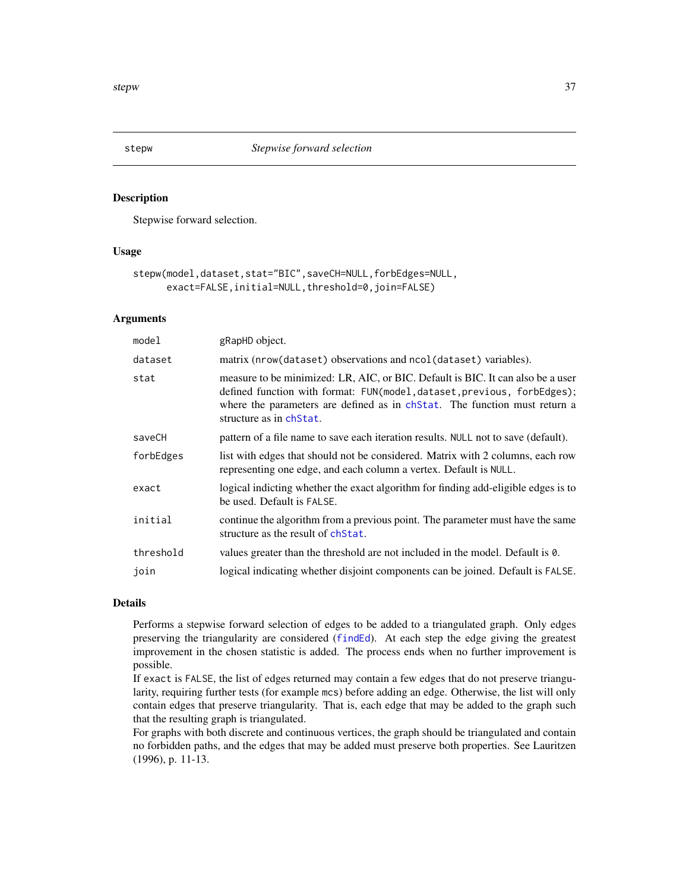## stepw — *Stepwise forward selection*

### Description

Stepwise forward selection.

### Usage

```
stepw(model,dataset,stat="BIC",saveCH=NULL,forbEdges=NULL,
      exact=FALSE,initial=NULL,threshold=0,join=FALSE)
```

### Arguments

| Argument | Description |
|---|---|
| `model` | gRapHD object. |
| `dataset` | matrix (`nrow(dataset)` observations and `ncol(dataset)` variables). |
| `stat` | measure to be minimized: LR, AIC, or BIC. Default is BIC. It can also be a user defined function with format: `FUN(model,dataset,previous, forbEdges)`; where the parameters are defined as in `chStat`. The function must return a structure as in `chStat`. |
| `saveCH` | pattern of a file name to save each iteration results. `NULL` not to save (default). |
| `forbEdges` | list with edges that should not be considered. Matrix with 2 columns, each row representing one edge, and each column a vertex. Default is `NULL`. |
| `exact` | logical indicting whether the exact algorithm for finding add-eligible edges is to be used. Default is `FALSE`. |
| `initial` | continue the algorithm from a previous point. The parameter must have the same structure as the result of `chStat`. |
| `threshold` | values greater than the threshold are not included in the model. Default is `0`. |
| `join` | logical indicating whether disjoint components can be joined. Default is `FALSE`. |

### Details

Performs a stepwise forward selection of edges to be added to a triangulated graph. Only edges preserving the triangularity are considered (`findEd`). At each step the edge giving the greatest improvement in the chosen statistic is added. The process ends when no further improvement is possible.

If `exact` is `FALSE`, the list of edges returned may contain a few edges that do not preserve triangularity, requiring further tests (for example `mcs`) before adding an edge. Otherwise, the list will only contain edges that preserve triangularity. That is, each edge that may be added to the graph such that the resulting graph is triangulated.

For graphs with both discrete and continuous vertices, the graph should be triangulated and contain no forbidden paths, and the edges that may be added must preserve both properties. See Lauritzen (1996), p. 11-13.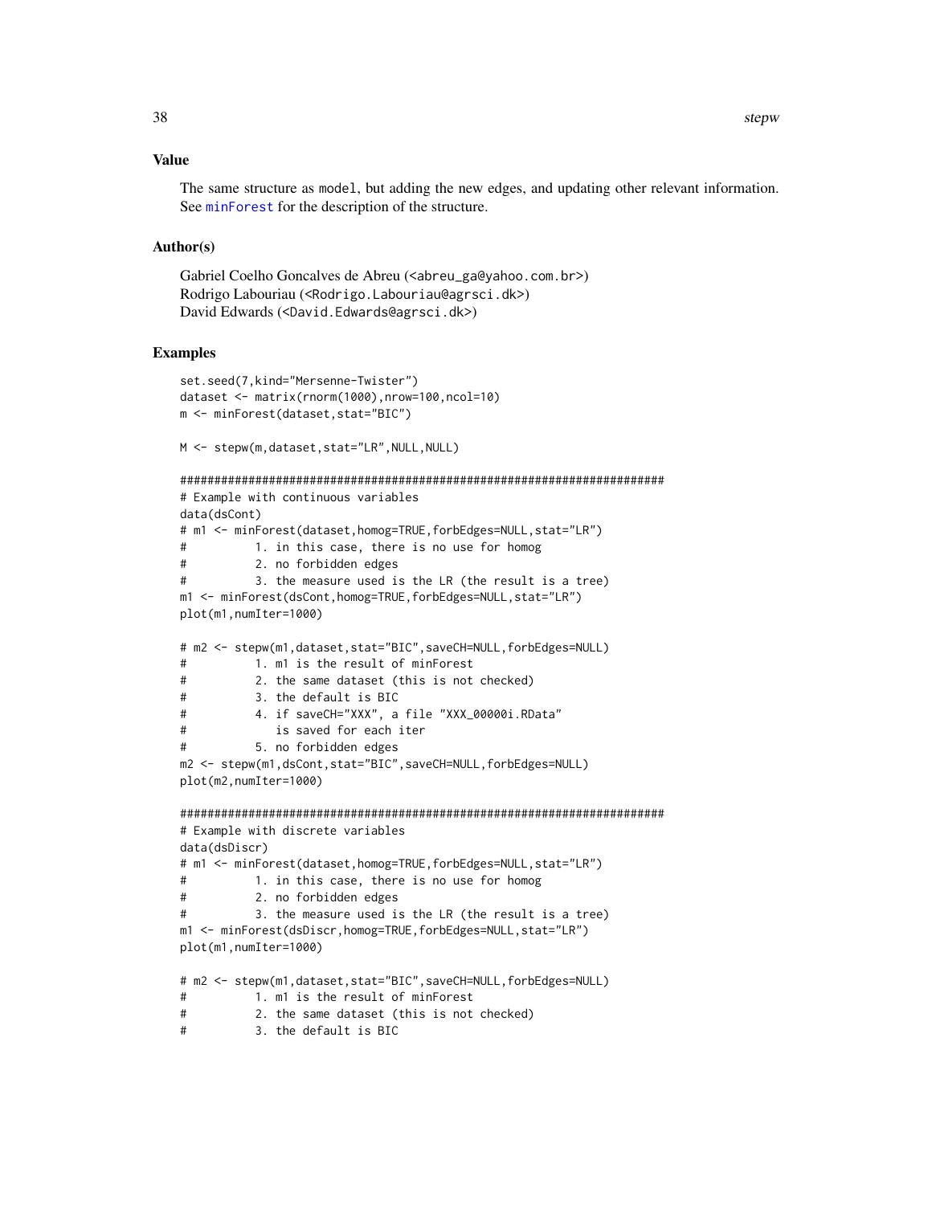### Value

The same structure as model, but adding the new edges, and updating other relevant information. See minForest for the description of the structure.

### Author(s)

Gabriel Coelho Goncalves de Abreu (<abreu_ga@yahoo.com.br>)
Rodrigo Labouriau (<Rodrigo.Labouriau@agrsci.dk>)
David Edwards (<David.Edwards@agrsci.dk>)

### Examples

```
set.seed(7,kind="Mersenne-Twister")
dataset <- matrix(rnorm(1000),nrow=100,ncol=10)
m <- minForest(dataset,stat="BIC")

M <- stepw(m,dataset,stat="LR",NULL,NULL)

#########################################################################
# Example with continuous variables
data(dsCont)
# m1 <- minForest(dataset,homog=TRUE,forbEdges=NULL,stat="LR")
#          1. in this case, there is no use for homog
#          2. no forbidden edges
#          3. the measure used is the LR (the result is a tree)
m1 <- minForest(dsCont,homog=TRUE,forbEdges=NULL,stat="LR")
plot(m1,numIter=1000)

# m2 <- stepw(m1,dataset,stat="BIC",saveCH=NULL,forbEdges=NULL)
#          1. m1 is the result of minForest
#          2. the same dataset (this is not checked)
#          3. the default is BIC
#          4. if saveCH="XXX", a file "XXX_00000i.RData"
#             is saved for each iter
#          5. no forbidden edges
m2 <- stepw(m1,dsCont,stat="BIC",saveCH=NULL,forbEdges=NULL)
plot(m2,numIter=1000)

#########################################################################
# Example with discrete variables
data(dsDiscr)
# m1 <- minForest(dataset,homog=TRUE,forbEdges=NULL,stat="LR")
#          1. in this case, there is no use for homog
#          2. no forbidden edges
#          3. the measure used is the LR (the result is a tree)
m1 <- minForest(dsDiscr,homog=TRUE,forbEdges=NULL,stat="LR")
plot(m1,numIter=1000)

# m2 <- stepw(m1,dataset,stat="BIC",saveCH=NULL,forbEdges=NULL)
#          1. m1 is the result of minForest
#          2. the same dataset (this is not checked)
#          3. the default is BIC
```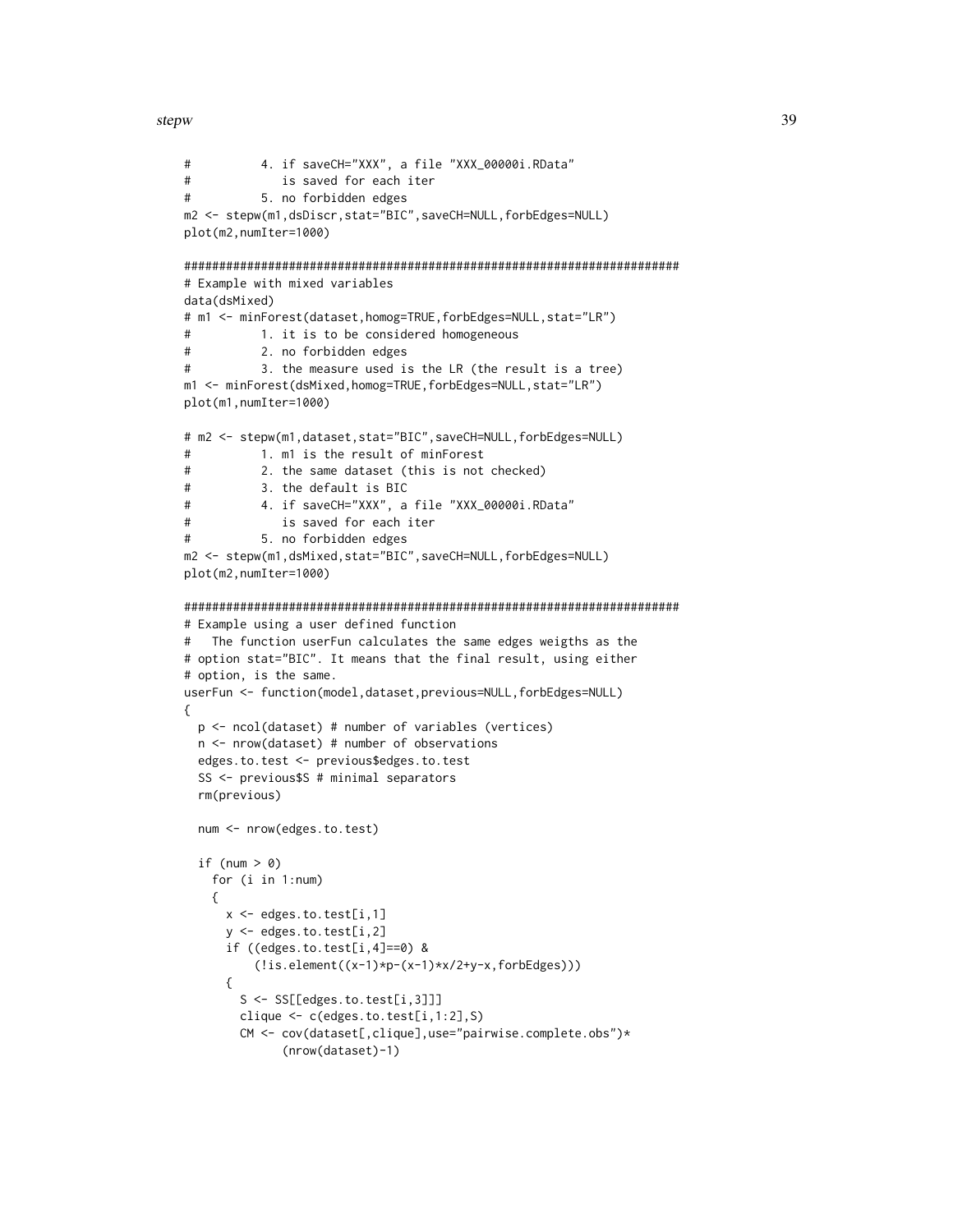```
#           4. if saveCH="XXX", a file "XXX_00000i.RData"
#              is saved for each iter
#           5. no forbidden edges
m2 <- stepw(m1,dsDiscr,stat="BIC",saveCH=NULL,forbEdges=NULL)
plot(m2,numIter=1000)

######################################################################
# Example with mixed variables
data(dsMixed)
# m1 <- minForest(dataset,homog=TRUE,forbEdges=NULL,stat="LR")
#           1. it is to be considered homogeneous
#           2. no forbidden edges
#           3. the measure used is the LR (the result is a tree)
m1 <- minForest(dsMixed,homog=TRUE,forbEdges=NULL,stat="LR")
plot(m1,numIter=1000)

# m2 <- stepw(m1,dataset,stat="BIC",saveCH=NULL,forbEdges=NULL)
#           1. m1 is the result of minForest
#           2. the same dataset (this is not checked)
#           3. the default is BIC
#           4. if saveCH="XXX", a file "XXX_00000i.RData"
#              is saved for each iter
#           5. no forbidden edges
m2 <- stepw(m1,dsMixed,stat="BIC",saveCH=NULL,forbEdges=NULL)
plot(m2,numIter=1000)

######################################################################
# Example using a user defined function
#   The function userFun calculates the same edges weigths as the
# option stat="BIC". It means that the final result, using either
# option, is the same.
userFun <- function(model,dataset,previous=NULL,forbEdges=NULL)
{
  p <- ncol(dataset) # number of variables (vertices)
  n <- nrow(dataset) # number of observations
  edges.to.test <- previous$edges.to.test
  SS <- previous$S # minimal separators
  rm(previous)

  num <- nrow(edges.to.test)

  if (num > 0)
    for (i in 1:num)
    {
      x <- edges.to.test[i,1]
      y <- edges.to.test[i,2]
      if ((edges.to.test[i,4]==0) &
          (!is.element((x-1)*p-(x-1)*x/2+y-x,forbEdges)))
      {
        S <- SS[[edges.to.test[i,3]]]
        clique <- c(edges.to.test[i,1:2],S)
        CM <- cov(dataset[,clique],use="pairwise.complete.obs")*
              (nrow(dataset)-1)
```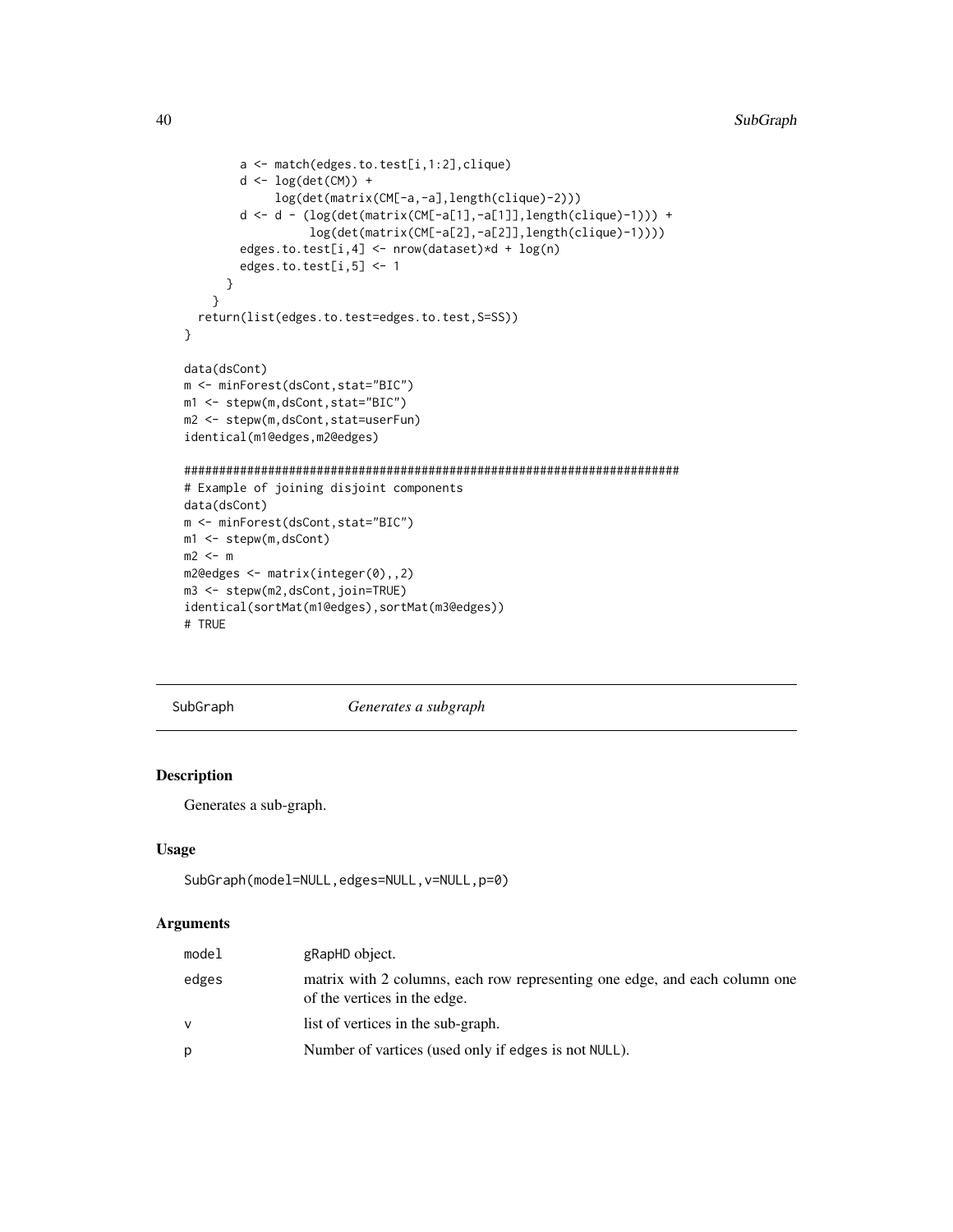```
        a <- match(edges.to.test[i,1:2],clique)
        d <- log(det(CM)) +
             log(det(matrix(CM[-a,-a],length(clique)-2)))
        d <- d - (log(det(matrix(CM[-a[1],-a[1]],length(clique)-1))) +
                  log(det(matrix(CM[-a[2],-a[2]],length(clique)-1))))
        edges.to.test[i,4] <- nrow(dataset)*d + log(n)
        edges.to.test[i,5] <- 1
      }
    }
  return(list(edges.to.test=edges.to.test,S=SS))
}

data(dsCont)
m <- minForest(dsCont,stat="BIC")
m1 <- stepw(m,dsCont,stat="BIC")
m2 <- stepw(m,dsCont,stat=userFun)
identical(m1@edges,m2@edges)

#######################################################################
# Example of joining disjoint components
data(dsCont)
m <- minForest(dsCont,stat="BIC")
m1 <- stepw(m,dsCont)
m2 <- m
m2@edges <- matrix(integer(0),,2)
m3 <- stepw(m2,dsCont,join=TRUE)
identical(sortMat(m1@edges),sortMat(m3@edges))
# TRUE
```

## SubGraph — *Generates a subgraph*

### Description

Generates a sub-graph.

### Usage

```
SubGraph(model=NULL,edges=NULL,v=NULL,p=0)
```

### Arguments

| | |
|---|---|
| `model` | gRapHD object. |
| `edges` | matrix with 2 columns, each row representing one edge, and each column one of the vertices in the edge. |
| `v` | list of vertices in the sub-graph. |
| `p` | Number of vartices (used only if edges is not NULL). |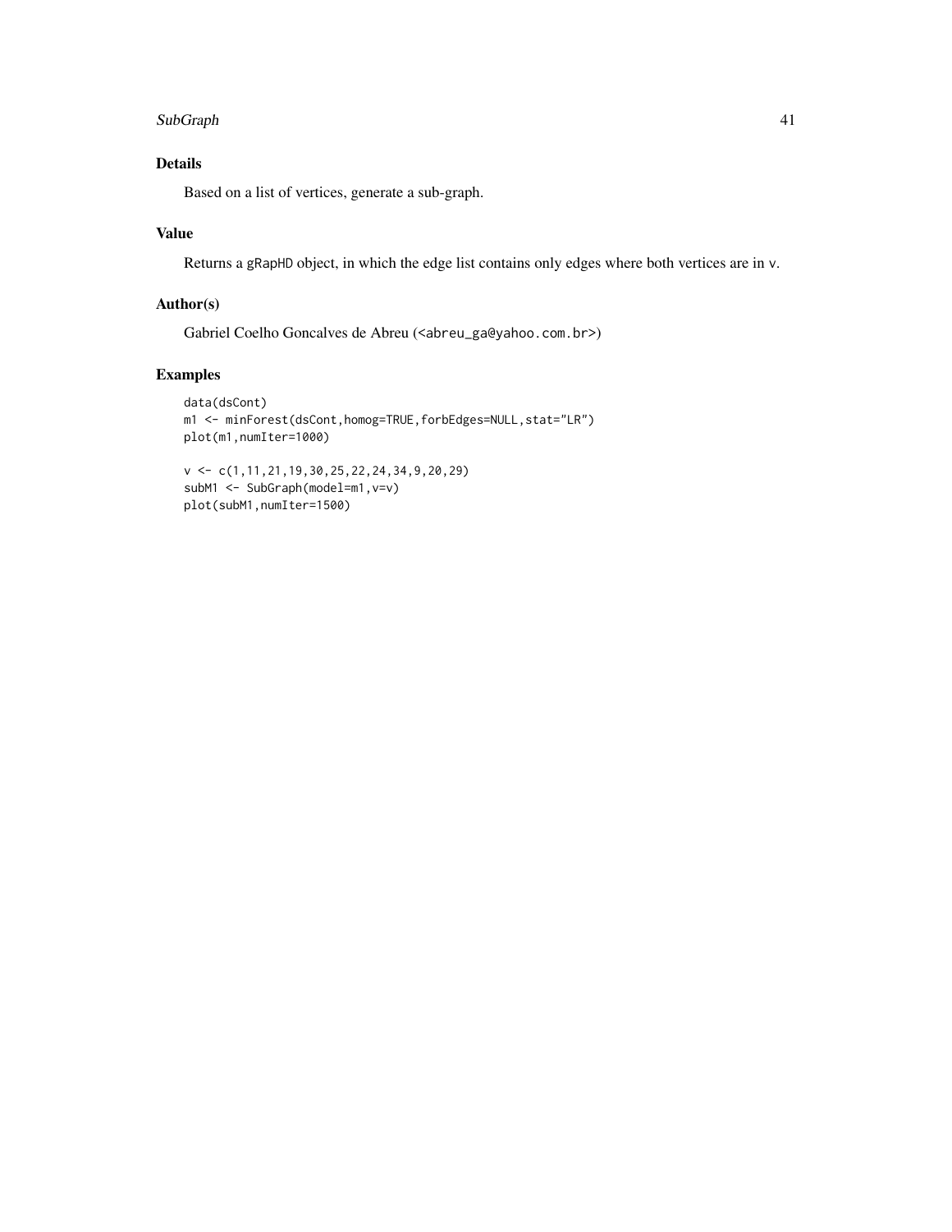## Details

Based on a list of vertices, generate a sub-graph.

## Value

Returns a gRapHD object, in which the edge list contains only edges where both vertices are in v.

## Author(s)

Gabriel Coelho Goncalves de Abreu (<abreu_ga@yahoo.com.br>)

## Examples

```
data(dsCont)
m1 <- minForest(dsCont,homog=TRUE,forbEdges=NULL,stat="LR")
plot(m1,numIter=1000)

v <- c(1,11,21,19,30,25,22,24,34,9,20,29)
subM1 <- SubGraph(model=m1,v=v)
plot(subM1,numIter=1500)
```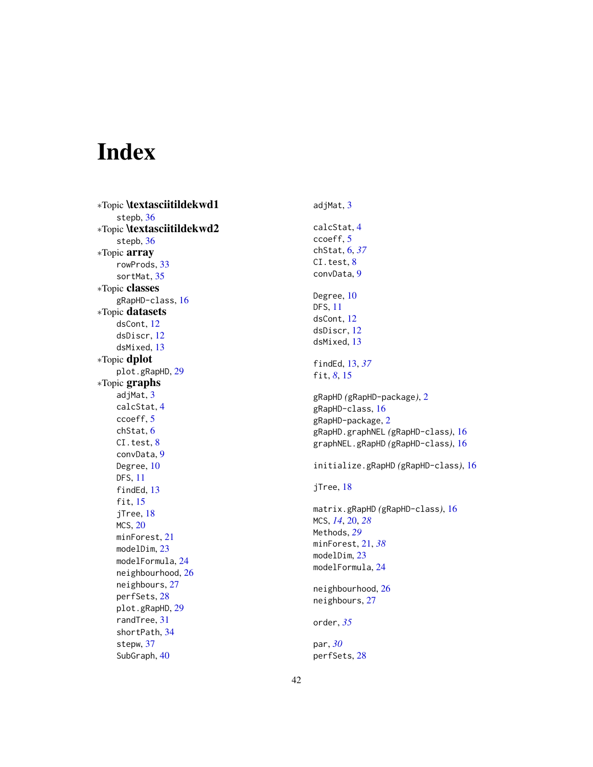# Index

∗Topic **\textasciitildekwd1**
- stepb, 36

∗Topic **\textasciitildekwd2**
- stepb, 36

∗Topic **array**
- rowProds, 33
- sortMat, 35

∗Topic **classes**
- gRapHD-class, 16

∗Topic **datasets**
- dsCont, 12
- dsDiscr, 12
- dsMixed, 13

∗Topic **dplot**
- plot.gRapHD, 29

∗Topic **graphs**
- adjMat, 3
- calcStat, 4
- ccoeff, 5
- chStat, 6
- CI.test, 8
- convData, 9
- Degree, 10
- DFS, 11
- findEd, 13
- fit, 15
- jTree, 18
- MCS, 20
- minForest, 21
- modelDim, 23
- modelFormula, 24
- neighbourhood, 26
- neighbours, 27
- perfSets, 28
- plot.gRapHD, 29
- randTree, 31
- shortPath, 34
- stepw, 37
- SubGraph, 40

adjMat, 3

calcStat, 4
ccoeff, 5
chStat, 6, *37*
CI.test, 8
convData, 9

Degree, 10
DFS, 11
dsCont, 12
dsDiscr, 12
dsMixed, 13

findEd, 13, *37*
fit, *8*, 15

gRapHD *(*gRapHD-package*)*, 2
gRapHD-class, 16
gRapHD-package, 2
gRapHD.graphNEL *(*gRapHD-class*)*, 16
graphNEL.gRapHD *(*gRapHD-class*)*, 16

initialize.gRapHD *(*gRapHD-class*)*, 16

jTree, 18

matrix.gRapHD *(*gRapHD-class*)*, 16
MCS, *14*, 20, *28*
Methods, *29*
minForest, 21, *38*
modelDim, 23
modelFormula, 24

neighbourhood, 26
neighbours, 27

order, *35*

par, *30*
perfSets, 28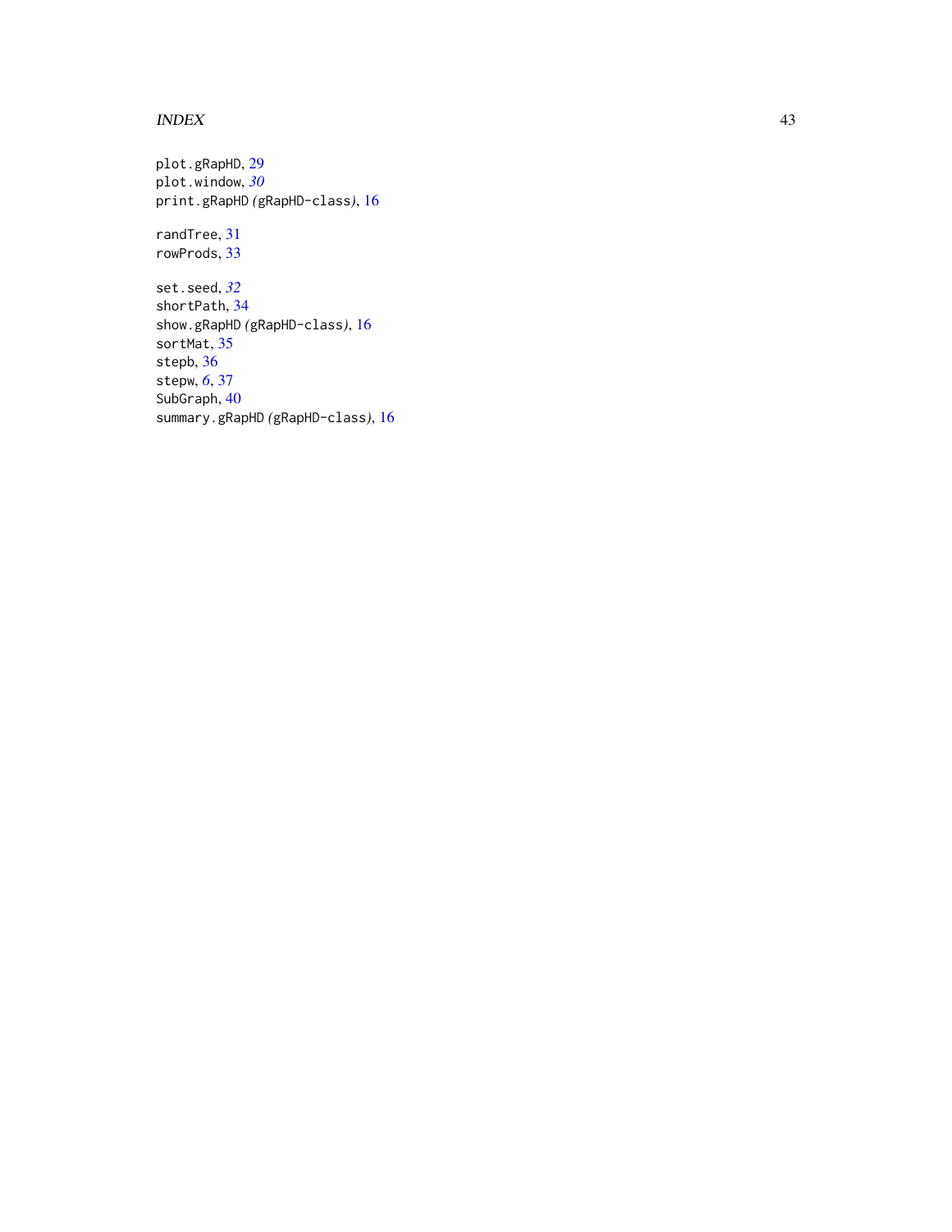plot.gRapHD, 29
plot.window, *30*
print.gRapHD *(*gRapHD-class*)*, 16

randTree, 31
rowProds, 33

set.seed, *32*
shortPath, 34
show.gRapHD *(*gRapHD-class*)*, 16
sortMat, 35
stepb, 36
stepw, *6*, 37
SubGraph, 40
summary.gRapHD *(*gRapHD-class*)*, 16